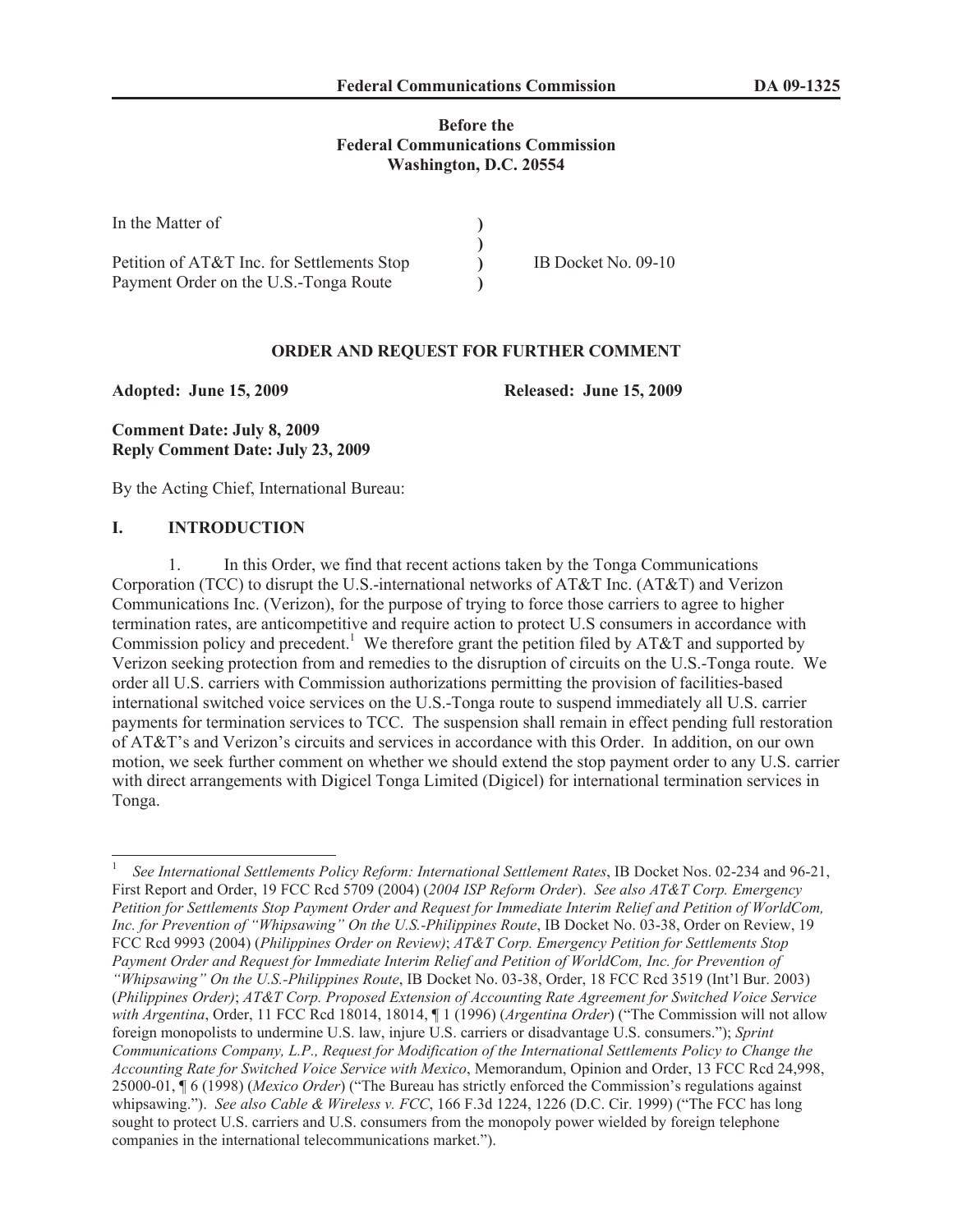**Before the**
**Federal Communications Commission**
**Washington, D.C. 20554**

| | | |
|---|---|---|
| In the Matter of | ) | |
| | ) | |
| Petition of AT&T Inc. for Settlements Stop | ) | IB Docket No. 09-10 |
| Payment Order on the U.S.-Tonga Route | ) | |

**ORDER AND REQUEST FOR FURTHER COMMENT**

**Adopted: June 15, 2009** **Released: June 15, 2009**

**Comment Date: July 8, 2009**
**Reply Comment Date: July 23, 2009**

By the Acting Chief, International Bureau:

## I. INTRODUCTION

1. In this Order, we find that recent actions taken by the Tonga Communications Corporation (TCC) to disrupt the U.S.-international networks of AT&T Inc. (AT&T) and Verizon Communications Inc. (Verizon), for the purpose of trying to force those carriers to agree to higher termination rates, are anticompetitive and require action to protect U.S consumers in accordance with Commission policy and precedent.[1] We therefore grant the petition filed by AT&T and supported by Verizon seeking protection from and remedies to the disruption of circuits on the U.S.-Tonga route. We order all U.S. carriers with Commission authorizations permitting the provision of facilities-based international switched voice services on the U.S.-Tonga route to suspend immediately all U.S. carrier payments for termination services to TCC. The suspension shall remain in effect pending full restoration of AT&T's and Verizon's circuits and services in accordance with this Order. In addition, on our own motion, we seek further comment on whether we should extend the stop payment order to any U.S. carrier with direct arrangements with Digicel Tonga Limited (Digicel) for international termination services in Tonga.

---

[1] *See International Settlements Policy Reform: International Settlement Rates*, IB Docket Nos. 02-234 and 96-21, First Report and Order, 19 FCC Rcd 5709 (2004) (*2004 ISP Reform Order*). *See also AT&T Corp. Emergency Petition for Settlements Stop Payment Order and Request for Immediate Interim Relief and Petition of WorldCom, Inc. for Prevention of "Whipsawing" On the U.S.-Philippines Route*, IB Docket No. 03-38, Order on Review, 19 FCC Rcd 9993 (2004) (*Philippines Order on Review)*; *AT&T Corp. Emergency Petition for Settlements Stop Payment Order and Request for Immediate Interim Relief and Petition of WorldCom, Inc. for Prevention of "Whipsawing" On the U.S.-Philippines Route*, IB Docket No. 03-38, Order, 18 FCC Rcd 3519 (Int'l Bur. 2003) (*Philippines Order)*; *AT&T Corp. Proposed Extension of Accounting Rate Agreement for Switched Voice Service with Argentina*, Order, 11 FCC Rcd 18014, 18014, ¶ 1 (1996) (*Argentina Order*) ("The Commission will not allow foreign monopolists to undermine U.S. law, injure U.S. carriers or disadvantage U.S. consumers."); *Sprint Communications Company, L.P., Request for Modification of the International Settlements Policy to Change the Accounting Rate for Switched Voice Service with Mexico*, Memorandum, Opinion and Order, 13 FCC Rcd 24,998, 25000-01, ¶ 6 (1998) (*Mexico Order*) ("The Bureau has strictly enforced the Commission's regulations against whipsawing."). *See also Cable & Wireless v. FCC*, 166 F.3d 1224, 1226 (D.C. Cir. 1999) ("The FCC has long sought to protect U.S. carriers and U.S. consumers from the monopoly power wielded by foreign telephone companies in the international telecommunications market.").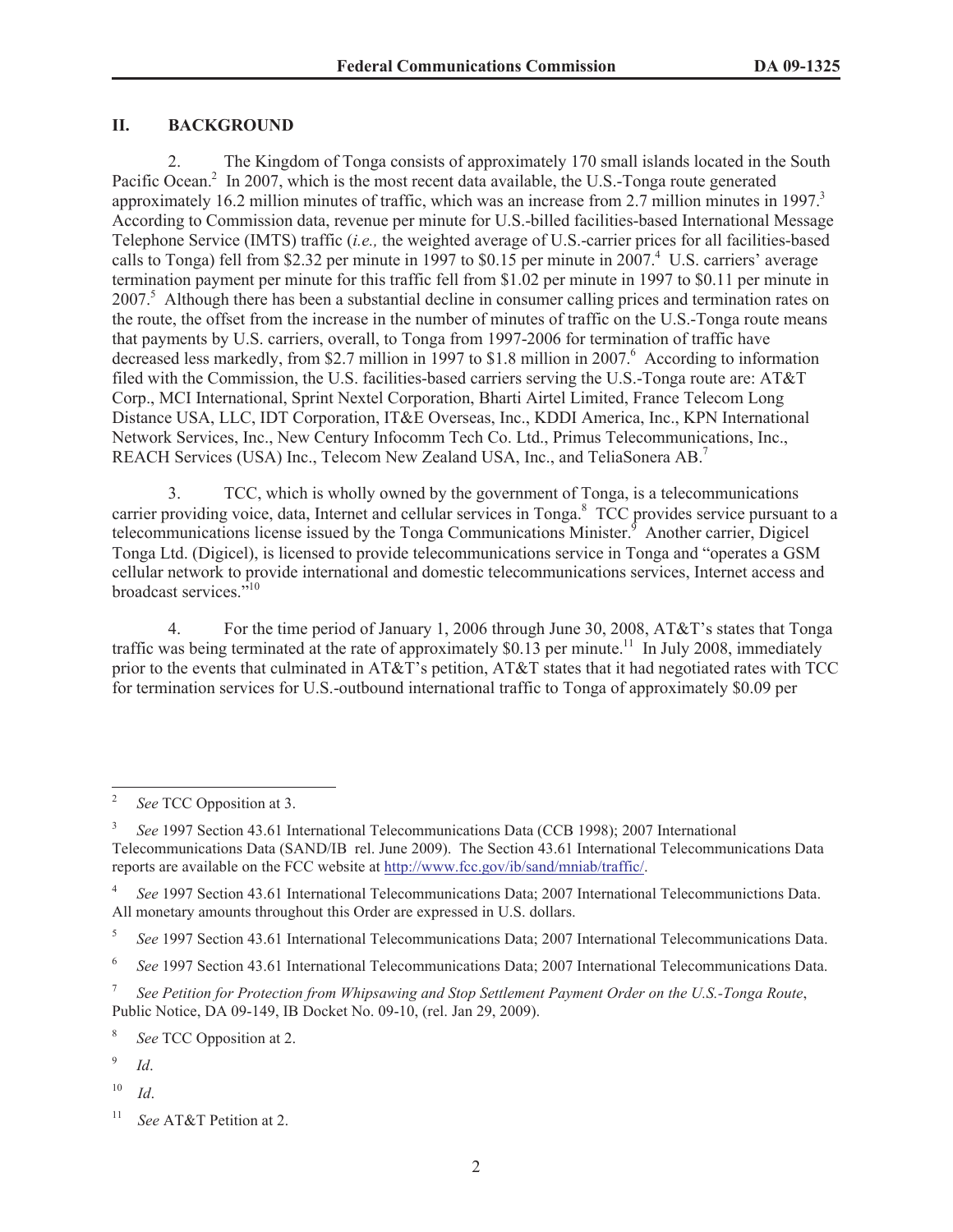## II. BACKGROUND

2. The Kingdom of Tonga consists of approximately 170 small islands located in the South Pacific Ocean.[2] In 2007, which is the most recent data available, the U.S.-Tonga route generated approximately 16.2 million minutes of traffic, which was an increase from 2.7 million minutes in 1997.[3] According to Commission data, revenue per minute for U.S.-billed facilities-based International Message Telephone Service (IMTS) traffic (*i.e.,* the weighted average of U.S.-carrier prices for all facilities-based calls to Tonga) fell from $2.32 per minute in 1997 to $0.15 per minute in 2007.[4] U.S. carriers' average termination payment per minute for this traffic fell from $1.02 per minute in 1997 to $0.11 per minute in 2007.[5] Although there has been a substantial decline in consumer calling prices and termination rates on the route, the offset from the increase in the number of minutes of traffic on the U.S.-Tonga route means that payments by U.S. carriers, overall, to Tonga from 1997-2006 for termination of traffic have decreased less markedly, from $2.7 million in 1997 to $1.8 million in 2007.[6] According to information filed with the Commission, the U.S. facilities-based carriers serving the U.S.-Tonga route are: AT&T Corp., MCI International, Sprint Nextel Corporation, Bharti Airtel Limited, France Telecom Long Distance USA, LLC, IDT Corporation, IT&E Overseas, Inc., KDDI America, Inc., KPN International Network Services, Inc., New Century Infocomm Tech Co. Ltd., Primus Telecommunications, Inc., REACH Services (USA) Inc., Telecom New Zealand USA, Inc., and TeliaSonera AB.[7]

3. TCC, which is wholly owned by the government of Tonga, is a telecommunications carrier providing voice, data, Internet and cellular services in Tonga.[8] TCC provides service pursuant to a telecommunications license issued by the Tonga Communications Minister.[9] Another carrier, Digicel Tonga Ltd. (Digicel), is licensed to provide telecommunications service in Tonga and "operates a GSM cellular network to provide international and domestic telecommunications services, Internet access and broadcast services."[10]

4. For the time period of January 1, 2006 through June 30, 2008, AT&T's states that Tonga traffic was being terminated at the rate of approximately $0.13 per minute.[11] In July 2008, immediately prior to the events that culminated in AT&T's petition, AT&T states that it had negotiated rates with TCC for termination services for U.S.-outbound international traffic to Tonga of approximately $0.09 per

---

[2] *See* TCC Opposition at 3.

[3] *See* 1997 Section 43.61 International Telecommunications Data (CCB 1998); 2007 International Telecommunications Data (SAND/IB rel. June 2009). The Section 43.61 International Telecommunications Data reports are available on the FCC website at http://www.fcc.gov/ib/sand/mniab/traffic/.

[4] *See* 1997 Section 43.61 International Telecommunications Data; 2007 International Telecommunictions Data. All monetary amounts throughout this Order are expressed in U.S. dollars.

[5] *See* 1997 Section 43.61 International Telecommunications Data; 2007 International Telecommunications Data.

[6] *See* 1997 Section 43.61 International Telecommunications Data; 2007 International Telecommunications Data.

[7] *See Petition for Protection from Whipsawing and Stop Settlement Payment Order on the U.S.-Tonga Route*, Public Notice, DA 09-149, IB Docket No. 09-10, (rel. Jan 29, 2009).

[8] *See* TCC Opposition at 2.

[9] *Id*.

[10] *Id*.

[11] *See* AT&T Petition at 2.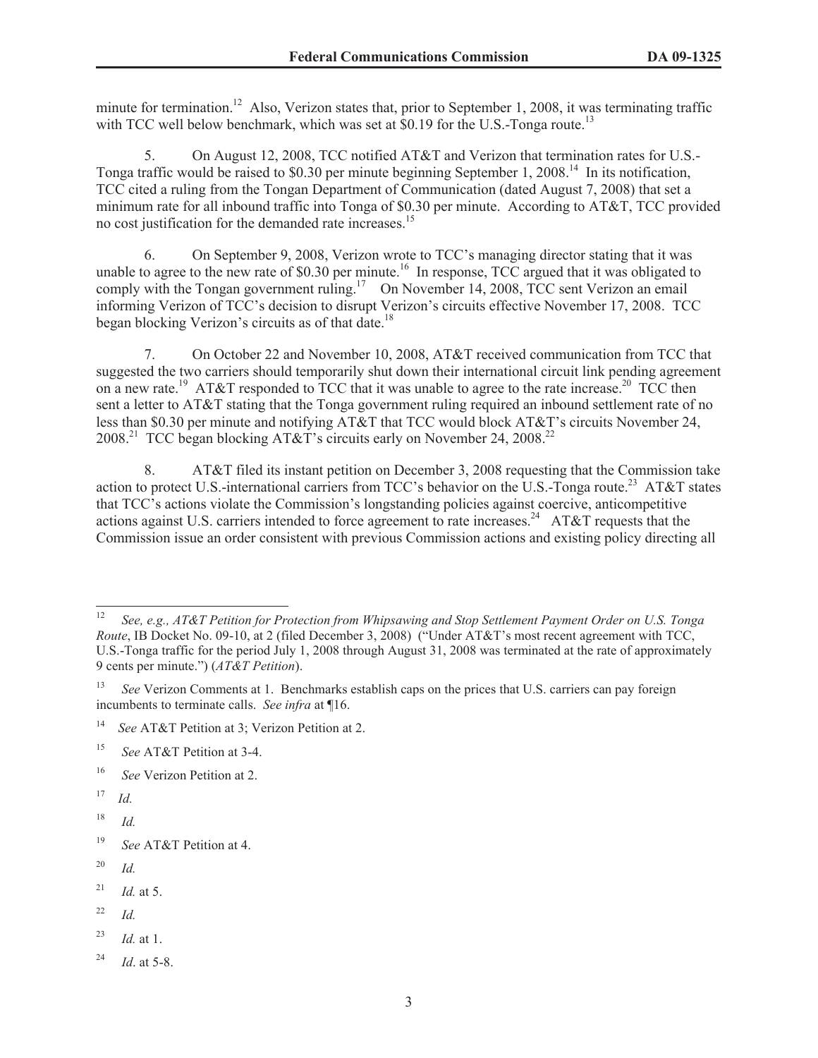minute for termination.[12] Also, Verizon states that, prior to September 1, 2008, it was terminating traffic with TCC well below benchmark, which was set at $0.19 for the U.S.-Tonga route.[13]

5. On August 12, 2008, TCC notified AT&T and Verizon that termination rates for U.S.-Tonga traffic would be raised to $0.30 per minute beginning September 1, 2008.[14] In its notification, TCC cited a ruling from the Tongan Department of Communication (dated August 7, 2008) that set a minimum rate for all inbound traffic into Tonga of $0.30 per minute. According to AT&T, TCC provided no cost justification for the demanded rate increases.[15]

6. On September 9, 2008, Verizon wrote to TCC's managing director stating that it was unable to agree to the new rate of $0.30 per minute.[16] In response, TCC argued that it was obligated to comply with the Tongan government ruling.[17] On November 14, 2008, TCC sent Verizon an email informing Verizon of TCC's decision to disrupt Verizon's circuits effective November 17, 2008. TCC began blocking Verizon's circuits as of that date.[18]

7. On October 22 and November 10, 2008, AT&T received communication from TCC that suggested the two carriers should temporarily shut down their international circuit link pending agreement on a new rate.[19] AT&T responded to TCC that it was unable to agree to the rate increase.[20] TCC then sent a letter to AT&T stating that the Tonga government ruling required an inbound settlement rate of no less than $0.30 per minute and notifying AT&T that TCC would block AT&T's circuits November 24, 2008.[21] TCC began blocking AT&T's circuits early on November 24, 2008.[22]

8. AT&T filed its instant petition on December 3, 2008 requesting that the Commission take action to protect U.S.-international carriers from TCC's behavior on the U.S.-Tonga route.[23] AT&T states that TCC's actions violate the Commission's longstanding policies against coercive, anticompetitive actions against U.S. carriers intended to force agreement to rate increases.[24] AT&T requests that the Commission issue an order consistent with previous Commission actions and existing policy directing all

---

[12] *See, e.g., AT&T Petition for Protection from Whipsawing and Stop Settlement Payment Order on U.S. Tonga Route*, IB Docket No. 09-10, at 2 (filed December 3, 2008) ("Under AT&T's most recent agreement with TCC, U.S.-Tonga traffic for the period July 1, 2008 through August 31, 2008 was terminated at the rate of approximately 9 cents per minute.") (*AT&T Petition*).

[13] *See* Verizon Comments at 1. Benchmarks establish caps on the prices that U.S. carriers can pay foreign incumbents to terminate calls. *See infra* at ¶16.

[14] *See* AT&T Petition at 3; Verizon Petition at 2.

[15] *See* AT&T Petition at 3-4.

[16] *See* Verizon Petition at 2.

[17] *Id.*

[18] *Id.*

[19] *See* AT&T Petition at 4.

[20] *Id.*

[21] *Id.* at 5.

[22] *Id.*

[23] *Id.* at 1.

[24] *Id*. at 5-8.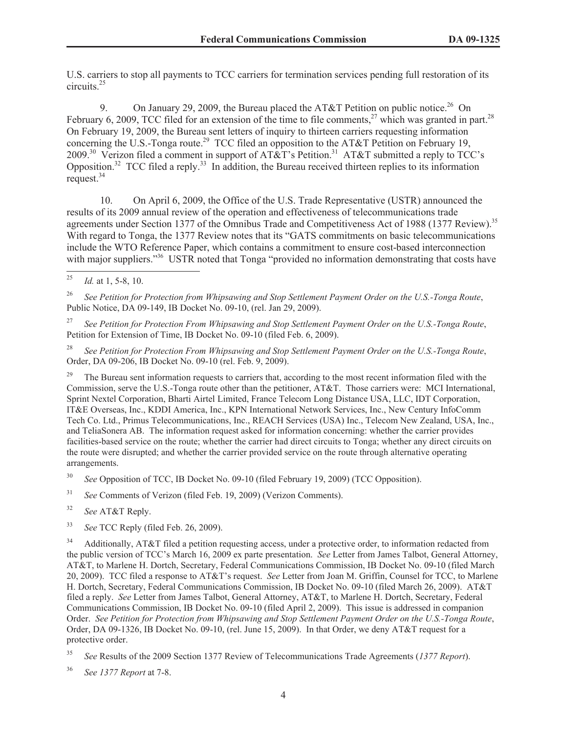U.S. carriers to stop all payments to TCC carriers for termination services pending full restoration of its circuits.[25]

9. On January 29, 2009, the Bureau placed the AT&T Petition on public notice.[26] On February 6, 2009, TCC filed for an extension of the time to file comments,[27] which was granted in part.[28] On February 19, 2009, the Bureau sent letters of inquiry to thirteen carriers requesting information concerning the U.S.-Tonga route.[29] TCC filed an opposition to the AT&T Petition on February 19, 2009.[30] Verizon filed a comment in support of AT&T's Petition.[31] AT&T submitted a reply to TCC's Opposition.[32] TCC filed a reply.[33] In addition, the Bureau received thirteen replies to its information request.[34]

10. On April 6, 2009, the Office of the U.S. Trade Representative (USTR) announced the results of its 2009 annual review of the operation and effectiveness of telecommunications trade agreements under Section 1377 of the Omnibus Trade and Competitiveness Act of 1988 (1377 Review).[35] With regard to Tonga, the 1377 Review notes that its "GATS commitments on basic telecommunications include the WTO Reference Paper, which contains a commitment to ensure cost-based interconnection with major suppliers."[36] USTR noted that Tonga "provided no information demonstrating that costs have

---

[25] *Id.* at 1, 5-8, 10.

[26] *See Petition for Protection from Whipsawing and Stop Settlement Payment Order on the U.S.-Tonga Route*, Public Notice, DA 09-149, IB Docket No. 09-10, (rel. Jan 29, 2009).

[27] *See Petition for Protection From Whipsawing and Stop Settlement Payment Order on the U.S.-Tonga Route*, Petition for Extension of Time, IB Docket No. 09-10 (filed Feb. 6, 2009).

[28] *See Petition for Protection From Whipsawing and Stop Settlement Payment Order on the U.S.-Tonga Route*, Order, DA 09-206, IB Docket No. 09-10 (rel. Feb. 9, 2009).

[29] The Bureau sent information requests to carriers that, according to the most recent information filed with the Commission, serve the U.S.-Tonga route other than the petitioner, AT&T. Those carriers were: MCI International, Sprint Nextel Corporation, Bharti Airtel Limited, France Telecom Long Distance USA, LLC, IDT Corporation, IT&E Overseas, Inc., KDDI America, Inc., KPN International Network Services, Inc., New Century InfoComm Tech Co. Ltd., Primus Telecommunications, Inc., REACH Services (USA) Inc., Telecom New Zealand, USA, Inc., and TeliaSonera AB. The information request asked for information concerning: whether the carrier provides facilities-based service on the route; whether the carrier had direct circuits to Tonga; whether any direct circuits on the route were disrupted; and whether the carrier provided service on the route through alternative operating arrangements.

[30] *See* Opposition of TCC, IB Docket No. 09-10 (filed February 19, 2009) (TCC Opposition).

[31] *See* Comments of Verizon (filed Feb. 19, 2009) (Verizon Comments).

[32] *See* AT&T Reply.

[33] *See* TCC Reply (filed Feb. 26, 2009).

[34] Additionally, AT&T filed a petition requesting access, under a protective order, to information redacted from the public version of TCC's March 16, 2009 ex parte presentation. *See* Letter from James Talbot, General Attorney, AT&T, to Marlene H. Dortch, Secretary, Federal Communications Commission, IB Docket No. 09-10 (filed March 20, 2009). TCC filed a response to AT&T's request. *See* Letter from Joan M. Griffin, Counsel for TCC, to Marlene H. Dortch, Secretary, Federal Communications Commission, IB Docket No. 09-10 (filed March 26, 2009). AT&T filed a reply. *See* Letter from James Talbot, General Attorney, AT&T, to Marlene H. Dortch, Secretary, Federal Communications Commission, IB Docket No. 09-10 (filed April 2, 2009). This issue is addressed in companion Order. *See Petition for Protection from Whipsawing and Stop Settlement Payment Order on the U.S.-Tonga Route*, Order, DA 09-1326, IB Docket No. 09-10, (rel. June 15, 2009). In that Order, we deny AT&T request for a protective order.

[35] *See* Results of the 2009 Section 1377 Review of Telecommunications Trade Agreements (*1377 Report*).

[36] *See 1377 Report* at 7-8.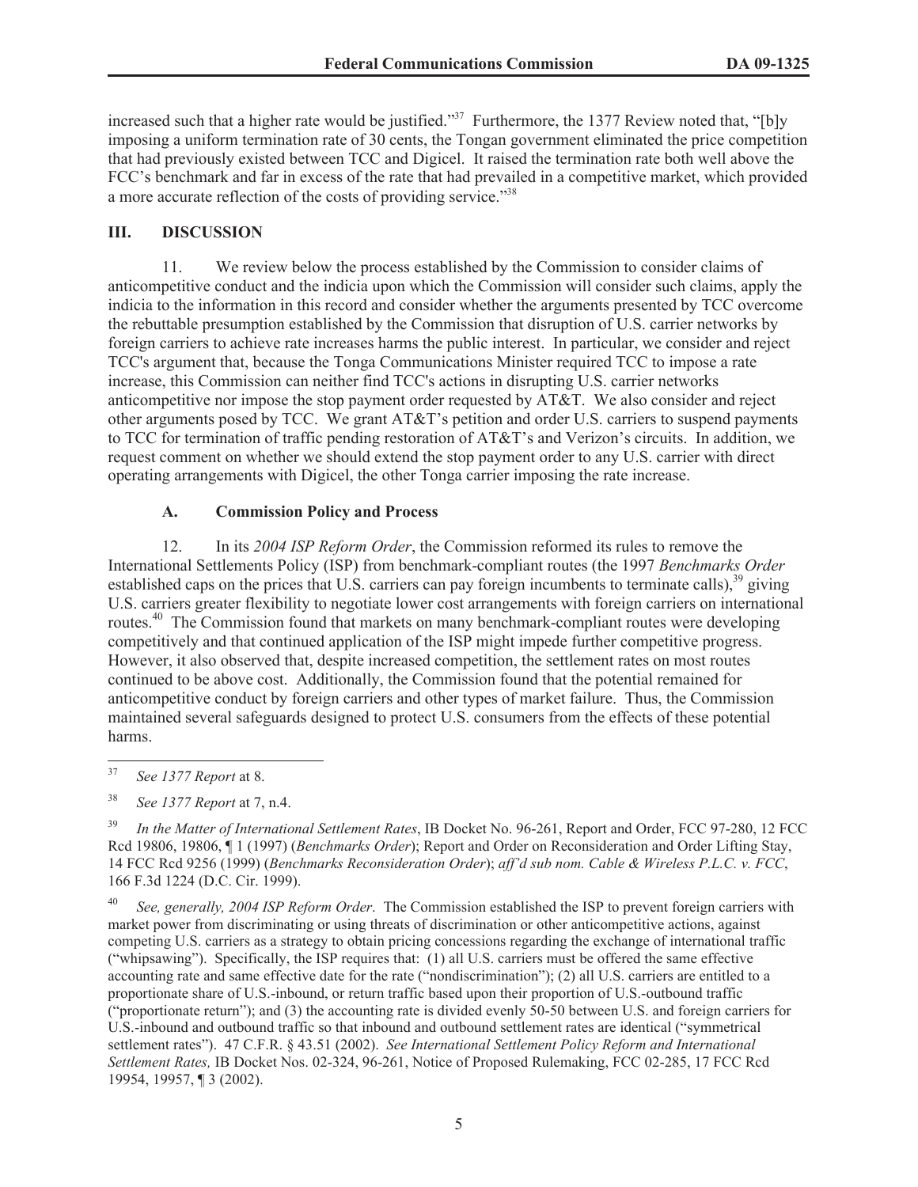increased such that a higher rate would be justified."[37] Furthermore, the 1377 Review noted that, "[b]y imposing a uniform termination rate of 30 cents, the Tongan government eliminated the price competition that had previously existed between TCC and Digicel. It raised the termination rate both well above the FCC's benchmark and far in excess of the rate that had prevailed in a competitive market, which provided a more accurate reflection of the costs of providing service."[38]

## III. DISCUSSION

11. We review below the process established by the Commission to consider claims of anticompetitive conduct and the indicia upon which the Commission will consider such claims, apply the indicia to the information in this record and consider whether the arguments presented by TCC overcome the rebuttable presumption established by the Commission that disruption of U.S. carrier networks by foreign carriers to achieve rate increases harms the public interest. In particular, we consider and reject TCC's argument that, because the Tonga Communications Minister required TCC to impose a rate increase, this Commission can neither find TCC's actions in disrupting U.S. carrier networks anticompetitive nor impose the stop payment order requested by AT&T. We also consider and reject other arguments posed by TCC. We grant AT&T's petition and order U.S. carriers to suspend payments to TCC for termination of traffic pending restoration of AT&T's and Verizon's circuits. In addition, we request comment on whether we should extend the stop payment order to any U.S. carrier with direct operating arrangements with Digicel, the other Tonga carrier imposing the rate increase.

### A. Commission Policy and Process

12. In its *2004 ISP Reform Order*, the Commission reformed its rules to remove the International Settlements Policy (ISP) from benchmark-compliant routes (the 1997 *Benchmarks Order* established caps on the prices that U.S. carriers can pay foreign incumbents to terminate calls),[39] giving U.S. carriers greater flexibility to negotiate lower cost arrangements with foreign carriers on international routes.[40] The Commission found that markets on many benchmark-compliant routes were developing competitively and that continued application of the ISP might impede further competitive progress. However, it also observed that, despite increased competition, the settlement rates on most routes continued to be above cost. Additionally, the Commission found that the potential remained for anticompetitive conduct by foreign carriers and other types of market failure. Thus, the Commission maintained several safeguards designed to protect U.S. consumers from the effects of these potential harms.

---

[37] *See 1377 Report* at 8.

[38] *See 1377 Report* at 7, n.4.

[39] *In the Matter of International Settlement Rates*, IB Docket No. 96-261, Report and Order, FCC 97-280, 12 FCC Rcd 19806, 19806, ¶ 1 (1997) (*Benchmarks Order*); Report and Order on Reconsideration and Order Lifting Stay, 14 FCC Rcd 9256 (1999) (*Benchmarks Reconsideration Order*); *aff'd sub nom. Cable & Wireless P.L.C. v. FCC*, 166 F.3d 1224 (D.C. Cir. 1999).

[40] *See, generally, 2004 ISP Reform Order*. The Commission established the ISP to prevent foreign carriers with market power from discriminating or using threats of discrimination or other anticompetitive actions, against competing U.S. carriers as a strategy to obtain pricing concessions regarding the exchange of international traffic ("whipsawing"). Specifically, the ISP requires that: (1) all U.S. carriers must be offered the same effective accounting rate and same effective date for the rate ("nondiscrimination"); (2) all U.S. carriers are entitled to a proportionate share of U.S.-inbound, or return traffic based upon their proportion of U.S.-outbound traffic ("proportionate return"); and (3) the accounting rate is divided evenly 50-50 between U.S. and foreign carriers for U.S.-inbound and outbound traffic so that inbound and outbound settlement rates are identical ("symmetrical settlement rates"). 47 C.F.R. § 43.51 (2002). *See International Settlement Policy Reform and International Settlement Rates,* IB Docket Nos. 02-324, 96-261, Notice of Proposed Rulemaking, FCC 02-285, 17 FCC Rcd 19954, 19957, ¶ 3 (2002).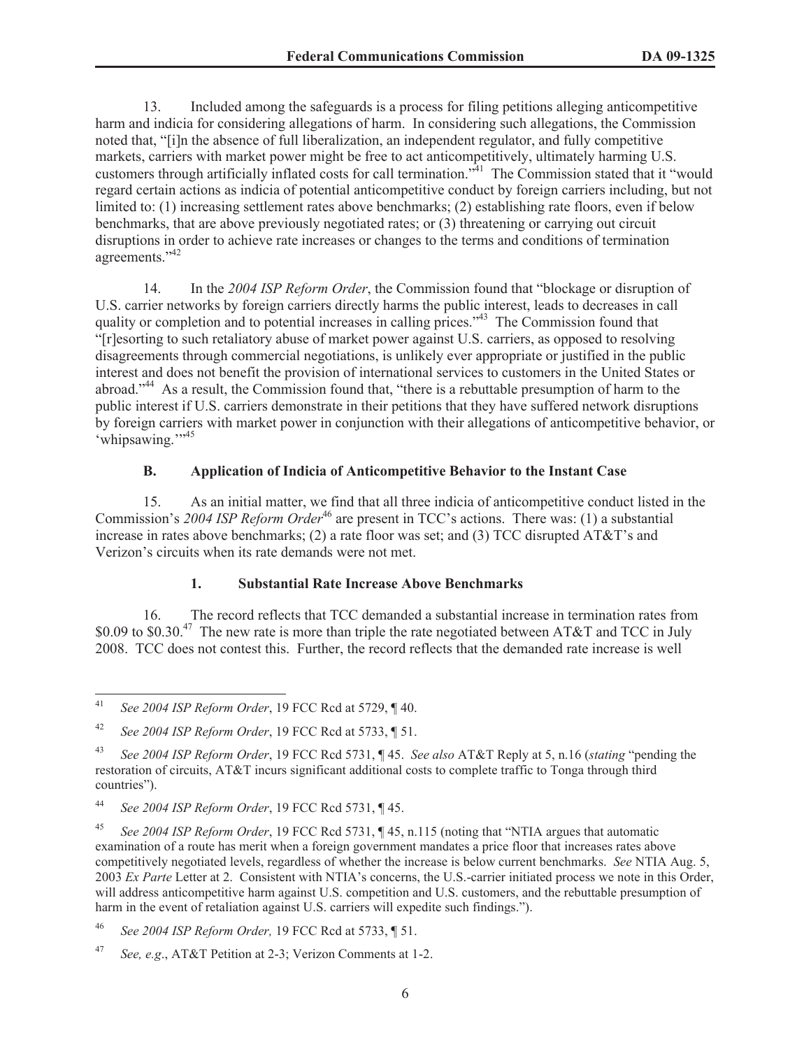13. Included among the safeguards is a process for filing petitions alleging anticompetitive harm and indicia for considering allegations of harm. In considering such allegations, the Commission noted that, "[i]n the absence of full liberalization, an independent regulator, and fully competitive markets, carriers with market power might be free to act anticompetitively, ultimately harming U.S. customers through artificially inflated costs for call termination."[41] The Commission stated that it "would regard certain actions as indicia of potential anticompetitive conduct by foreign carriers including, but not limited to: (1) increasing settlement rates above benchmarks; (2) establishing rate floors, even if below benchmarks, that are above previously negotiated rates; or (3) threatening or carrying out circuit disruptions in order to achieve rate increases or changes to the terms and conditions of termination agreements."[42]

14. In the *2004 ISP Reform Order*, the Commission found that "blockage or disruption of U.S. carrier networks by foreign carriers directly harms the public interest, leads to decreases in call quality or completion and to potential increases in calling prices."[43] The Commission found that "[r]esorting to such retaliatory abuse of market power against U.S. carriers, as opposed to resolving disagreements through commercial negotiations, is unlikely ever appropriate or justified in the public interest and does not benefit the provision of international services to customers in the United States or abroad."[44] As a result, the Commission found that, "there is a rebuttable presumption of harm to the public interest if U.S. carriers demonstrate in their petitions that they have suffered network disruptions by foreign carriers with market power in conjunction with their allegations of anticompetitive behavior, or 'whipsawing.'"[45]

### B. Application of Indicia of Anticompetitive Behavior to the Instant Case

15. As an initial matter, we find that all three indicia of anticompetitive conduct listed in the Commission's *2004 ISP Reform Order*[46] are present in TCC's actions. There was: (1) a substantial increase in rates above benchmarks; (2) a rate floor was set; and (3) TCC disrupted AT&T's and Verizon's circuits when its rate demands were not met.

#### 1. Substantial Rate Increase Above Benchmarks

16. The record reflects that TCC demanded a substantial increase in termination rates from \$0.09 to \$0.30.[47] The new rate is more than triple the rate negotiated between AT&T and TCC in July 2008. TCC does not contest this. Further, the record reflects that the demanded rate increase is well

---

[41] *See 2004 ISP Reform Order*, 19 FCC Rcd at 5729, ¶ 40.

[42] *See 2004 ISP Reform Order*, 19 FCC Rcd at 5733, ¶ 51.

[43] *See 2004 ISP Reform Order*, 19 FCC Rcd 5731, ¶ 45. *See also* AT&T Reply at 5, n.16 (*stating* "pending the restoration of circuits, AT&T incurs significant additional costs to complete traffic to Tonga through third countries").

[44] *See 2004 ISP Reform Order*, 19 FCC Rcd 5731, ¶ 45.

[45] *See 2004 ISP Reform Order*, 19 FCC Rcd 5731, ¶ 45, n.115 (noting that "NTIA argues that automatic examination of a route has merit when a foreign government mandates a price floor that increases rates above competitively negotiated levels, regardless of whether the increase is below current benchmarks. *See* NTIA Aug. 5, 2003 *Ex Parte* Letter at 2. Consistent with NTIA's concerns, the U.S.-carrier initiated process we note in this Order, will address anticompetitive harm against U.S. competition and U.S. customers, and the rebuttable presumption of harm in the event of retaliation against U.S. carriers will expedite such findings.").

[46] *See 2004 ISP Reform Order,* 19 FCC Rcd at 5733, ¶ 51.

[47] *See, e.g*., AT&T Petition at 2-3; Verizon Comments at 1-2.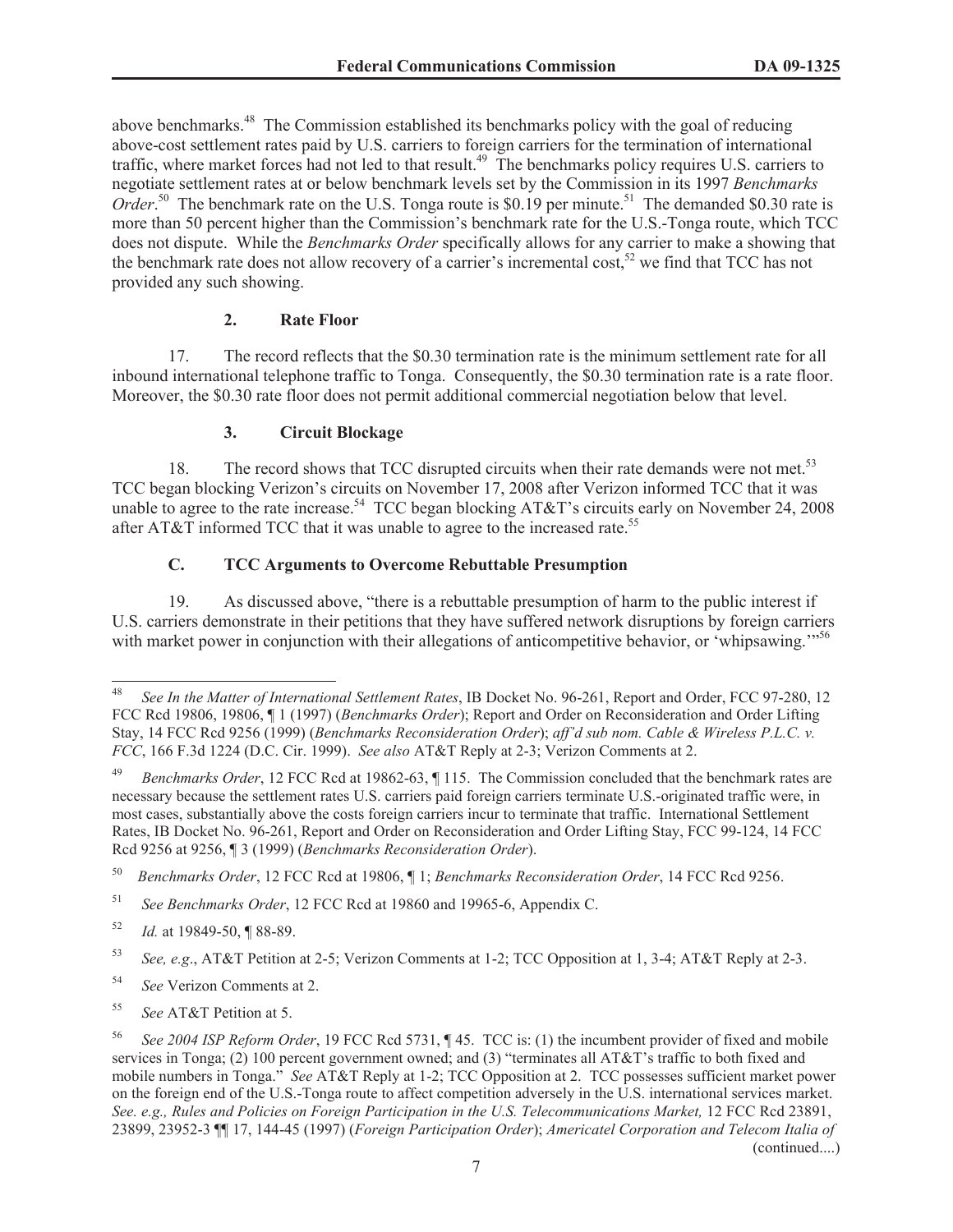above benchmarks.[48] The Commission established its benchmarks policy with the goal of reducing above-cost settlement rates paid by U.S. carriers to foreign carriers for the termination of international traffic, where market forces had not led to that result.[49] The benchmarks policy requires U.S. carriers to negotiate settlement rates at or below benchmark levels set by the Commission in its 1997 *Benchmarks Order*.[50] The benchmark rate on the U.S. Tonga route is $0.19 per minute.[51] The demanded $0.30 rate is more than 50 percent higher than the Commission's benchmark rate for the U.S.-Tonga route, which TCC does not dispute. While the *Benchmarks Order* specifically allows for any carrier to make a showing that the benchmark rate does not allow recovery of a carrier's incremental cost,[52] we find that TCC has not provided any such showing.

### 2. Rate Floor

17. The record reflects that the $0.30 termination rate is the minimum settlement rate for all inbound international telephone traffic to Tonga. Consequently, the $0.30 termination rate is a rate floor. Moreover, the $0.30 rate floor does not permit additional commercial negotiation below that level.

### 3. Circuit Blockage

18. The record shows that TCC disrupted circuits when their rate demands were not met.[53] TCC began blocking Verizon's circuits on November 17, 2008 after Verizon informed TCC that it was unable to agree to the rate increase.[54] TCC began blocking AT&T's circuits early on November 24, 2008 after AT&T informed TCC that it was unable to agree to the increased rate.[55]

## C. TCC Arguments to Overcome Rebuttable Presumption

19. As discussed above, "there is a rebuttable presumption of harm to the public interest if U.S. carriers demonstrate in their petitions that they have suffered network disruptions by foreign carriers with market power in conjunction with their allegations of anticompetitive behavior, or 'whipsawing.'"[56]

---

[48] *See In the Matter of International Settlement Rates*, IB Docket No. 96-261, Report and Order, FCC 97-280, 12 FCC Rcd 19806, 19806, ¶ 1 (1997) (*Benchmarks Order*); Report and Order on Reconsideration and Order Lifting Stay, 14 FCC Rcd 9256 (1999) (*Benchmarks Reconsideration Order*); *aff'd sub nom. Cable & Wireless P.L.C. v. FCC*, 166 F.3d 1224 (D.C. Cir. 1999). *See also* AT&T Reply at 2-3; Verizon Comments at 2.

[49] *Benchmarks Order*, 12 FCC Rcd at 19862-63, ¶ 115. The Commission concluded that the benchmark rates are necessary because the settlement rates U.S. carriers paid foreign carriers terminate U.S.-originated traffic were, in most cases, substantially above the costs foreign carriers incur to terminate that traffic. International Settlement Rates, IB Docket No. 96-261, Report and Order on Reconsideration and Order Lifting Stay, FCC 99-124, 14 FCC Rcd 9256 at 9256, ¶ 3 (1999) (*Benchmarks Reconsideration Order*).

[50] *Benchmarks Order*, 12 FCC Rcd at 19806, ¶ 1; *Benchmarks Reconsideration Order*, 14 FCC Rcd 9256.

[51] *See Benchmarks Order*, 12 FCC Rcd at 19860 and 19965-6, Appendix C.

[52] *Id.* at 19849-50, ¶ 88-89.

[53] *See, e.g*., AT&T Petition at 2-5; Verizon Comments at 1-2; TCC Opposition at 1, 3-4; AT&T Reply at 2-3.

[54] *See* Verizon Comments at 2.

[55] *See* AT&T Petition at 5.

[56] *See 2004 ISP Reform Order*, 19 FCC Rcd 5731, ¶ 45. TCC is: (1) the incumbent provider of fixed and mobile services in Tonga; (2) 100 percent government owned; and (3) "terminates all AT&T's traffic to both fixed and mobile numbers in Tonga." *See* AT&T Reply at 1-2; TCC Opposition at 2. TCC possesses sufficient market power on the foreign end of the U.S.-Tonga route to affect competition adversely in the U.S. international services market. *See. e.g., Rules and Policies on Foreign Participation in the U.S. Telecommunications Market,* 12 FCC Rcd 23891, 23899, 23952-3 ¶¶ 17, 144-45 (1997) (*Foreign Participation Order*); *Americatel Corporation and Telecom Italia of* (continued....)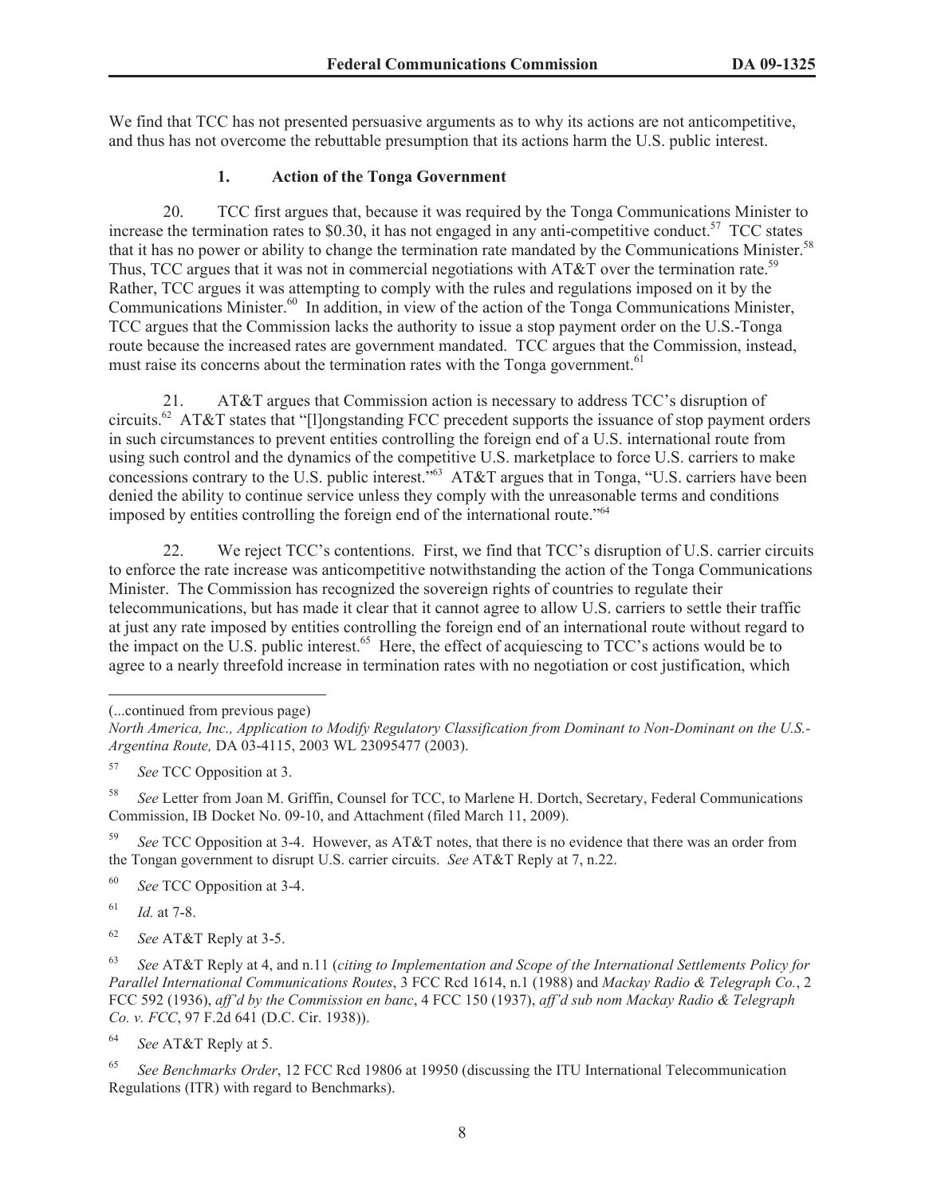We find that TCC has not presented persuasive arguments as to why its actions are not anticompetitive, and thus has not overcome the rebuttable presumption that its actions harm the U.S. public interest.

### 1. Action of the Tonga Government

20. TCC first argues that, because it was required by the Tonga Communications Minister to increase the termination rates to $0.30, it has not engaged in any anti-competitive conduct.[57] TCC states that it has no power or ability to change the termination rate mandated by the Communications Minister.[58] Thus, TCC argues that it was not in commercial negotiations with AT&T over the termination rate.[59] Rather, TCC argues it was attempting to comply with the rules and regulations imposed on it by the Communications Minister.[60] In addition, in view of the action of the Tonga Communications Minister, TCC argues that the Commission lacks the authority to issue a stop payment order on the U.S.-Tonga route because the increased rates are government mandated. TCC argues that the Commission, instead, must raise its concerns about the termination rates with the Tonga government.[61]

21. AT&T argues that Commission action is necessary to address TCC's disruption of circuits.[62] AT&T states that "[l]ongstanding FCC precedent supports the issuance of stop payment orders in such circumstances to prevent entities controlling the foreign end of a U.S. international route from using such control and the dynamics of the competitive U.S. marketplace to force U.S. carriers to make concessions contrary to the U.S. public interest."[63] AT&T argues that in Tonga, "U.S. carriers have been denied the ability to continue service unless they comply with the unreasonable terms and conditions imposed by entities controlling the foreign end of the international route."[64]

22. We reject TCC's contentions. First, we find that TCC's disruption of U.S. carrier circuits to enforce the rate increase was anticompetitive notwithstanding the action of the Tonga Communications Minister. The Commission has recognized the sovereign rights of countries to regulate their telecommunications, but has made it clear that it cannot agree to allow U.S. carriers to settle their traffic at just any rate imposed by entities controlling the foreign end of an international route without regard to the impact on the U.S. public interest.[65] Here, the effect of acquiescing to TCC's actions would be to agree to a nearly threefold increase in termination rates with no negotiation or cost justification, which

---

(...continued from previous page)
*North America, Inc., Application to Modify Regulatory Classification from Dominant to Non-Dominant on the U.S.-Argentina Route,* DA 03-4115, 2003 WL 23095477 (2003).

[57] *See* TCC Opposition at 3.

[58] *See* Letter from Joan M. Griffin, Counsel for TCC, to Marlene H. Dortch, Secretary, Federal Communications Commission, IB Docket No. 09-10, and Attachment (filed March 11, 2009).

[59] *See* TCC Opposition at 3-4. However, as AT&T notes, that there is no evidence that there was an order from the Tongan government to disrupt U.S. carrier circuits. *See* AT&T Reply at 7, n.22.

[60] *See* TCC Opposition at 3-4.

[61] *Id.* at 7-8.

[62] *See* AT&T Reply at 3-5.

[63] *See* AT&T Reply at 4, and n.11 (*citing to Implementation and Scope of the International Settlements Policy for Parallel International Communications Routes*, 3 FCC Rcd 1614, n.1 (1988) and *Mackay Radio & Telegraph Co.*, 2 FCC 592 (1936), *aff'd by the Commission en banc*, 4 FCC 150 (1937), *aff'd sub nom Mackay Radio & Telegraph Co. v. FCC*, 97 F.2d 641 (D.C. Cir. 1938)).

[64] *See* AT&T Reply at 5.

[65] *See Benchmarks Order*, 12 FCC Rcd 19806 at 19950 (discussing the ITU International Telecommunication Regulations (ITR) with regard to Benchmarks).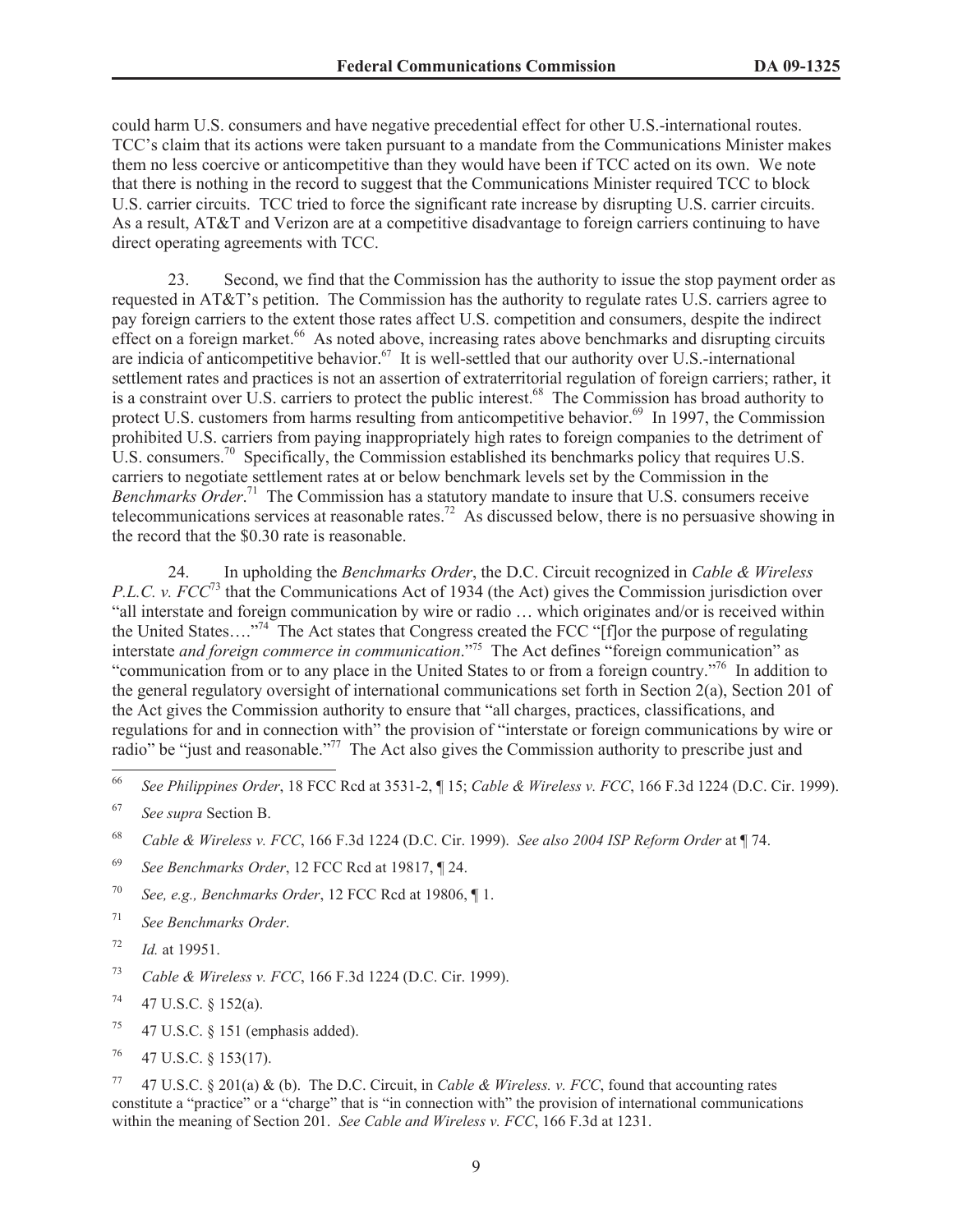could harm U.S. consumers and have negative precedential effect for other U.S.-international routes. TCC's claim that its actions were taken pursuant to a mandate from the Communications Minister makes them no less coercive or anticompetitive than they would have been if TCC acted on its own. We note that there is nothing in the record to suggest that the Communications Minister required TCC to block U.S. carrier circuits. TCC tried to force the significant rate increase by disrupting U.S. carrier circuits. As a result, AT&T and Verizon are at a competitive disadvantage to foreign carriers continuing to have direct operating agreements with TCC.

23. Second, we find that the Commission has the authority to issue the stop payment order as requested in AT&T's petition. The Commission has the authority to regulate rates U.S. carriers agree to pay foreign carriers to the extent those rates affect U.S. competition and consumers, despite the indirect effect on a foreign market.[66] As noted above, increasing rates above benchmarks and disrupting circuits are indicia of anticompetitive behavior.[67] It is well-settled that our authority over U.S.-international settlement rates and practices is not an assertion of extraterritorial regulation of foreign carriers; rather, it is a constraint over U.S. carriers to protect the public interest.[68] The Commission has broad authority to protect U.S. customers from harms resulting from anticompetitive behavior.[69] In 1997, the Commission prohibited U.S. carriers from paying inappropriately high rates to foreign companies to the detriment of U.S. consumers.[70] Specifically, the Commission established its benchmarks policy that requires U.S. carriers to negotiate settlement rates at or below benchmark levels set by the Commission in the *Benchmarks Order*.[71] The Commission has a statutory mandate to insure that U.S. consumers receive telecommunications services at reasonable rates.[72] As discussed below, there is no persuasive showing in the record that the $0.30 rate is reasonable.

24. In upholding the *Benchmarks Order*, the D.C. Circuit recognized in *Cable & Wireless P.L.C. v. FCC*[73] that the Communications Act of 1934 (the Act) gives the Commission jurisdiction over "all interstate and foreign communication by wire or radio … which originates and/or is received within the United States…."[74] The Act states that Congress created the FCC "[f]or the purpose of regulating interstate *and foreign commerce in communication*."[75] The Act defines "foreign communication" as "communication from or to any place in the United States to or from a foreign country."[76] In addition to the general regulatory oversight of international communications set forth in Section 2(a), Section 201 of the Act gives the Commission authority to ensure that "all charges, practices, classifications, and regulations for and in connection with" the provision of "interstate or foreign communications by wire or radio" be "just and reasonable."[77] The Act also gives the Commission authority to prescribe just and

---

[66] *See Philippines Order*, 18 FCC Rcd at 3531-2, ¶ 15; *Cable & Wireless v. FCC*, 166 F.3d 1224 (D.C. Cir. 1999).

[67] *See supra* Section B.

[68] *Cable & Wireless v. FCC*, 166 F.3d 1224 (D.C. Cir. 1999). *See also 2004 ISP Reform Order* at ¶ 74.

[69] *See Benchmarks Order*, 12 FCC Rcd at 19817, ¶ 24.

[70] *See, e.g., Benchmarks Order*, 12 FCC Rcd at 19806, ¶ 1.

[71] *See Benchmarks Order*.

[72] *Id.* at 19951.

[73] *Cable & Wireless v. FCC*, 166 F.3d 1224 (D.C. Cir. 1999).

[74] 47 U.S.C. § 152(a).

[75] 47 U.S.C. § 151 (emphasis added).

[76] 47 U.S.C. § 153(17).

[77] 47 U.S.C. § 201(a) & (b). The D.C. Circuit, in *Cable & Wireless. v. FCC*, found that accounting rates constitute a "practice" or a "charge" that is "in connection with" the provision of international communications within the meaning of Section 201. *See Cable and Wireless v. FCC*, 166 F.3d at 1231.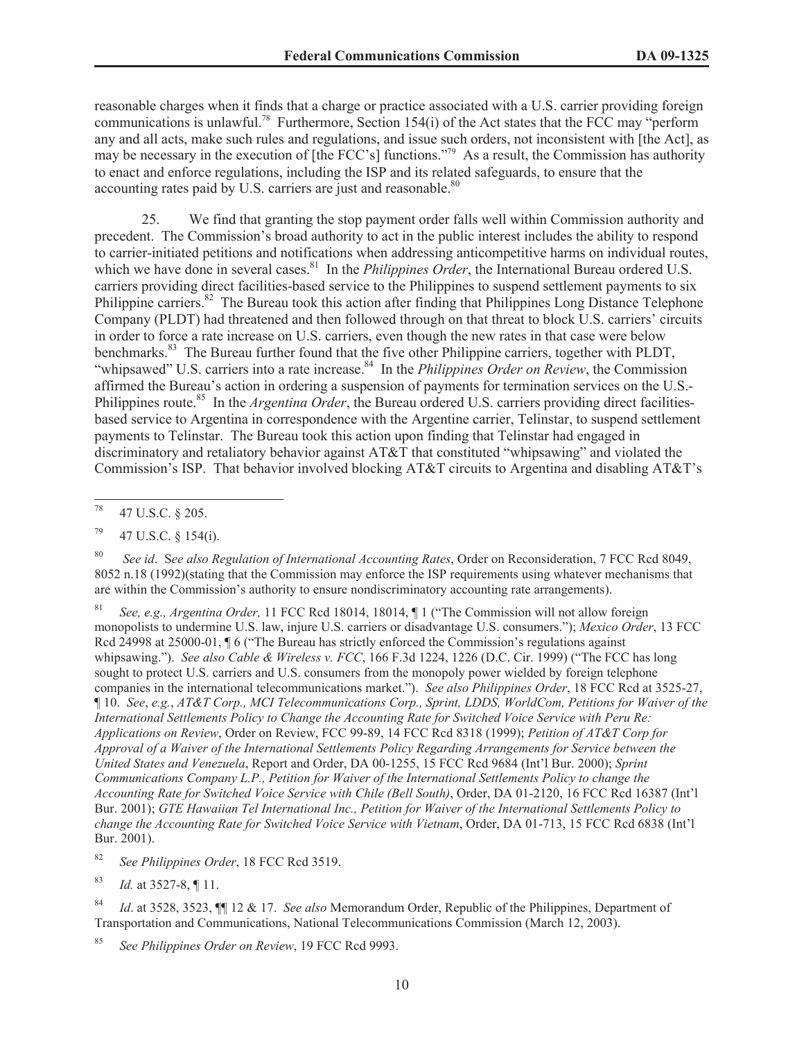reasonable charges when it finds that a charge or practice associated with a U.S. carrier providing foreign communications is unlawful.[78] Furthermore, Section 154(i) of the Act states that the FCC may "perform any and all acts, make such rules and regulations, and issue such orders, not inconsistent with [the Act], as may be necessary in the execution of [the FCC's] functions."[79] As a result, the Commission has authority to enact and enforce regulations, including the ISP and its related safeguards, to ensure that the accounting rates paid by U.S. carriers are just and reasonable.[80]

25. We find that granting the stop payment order falls well within Commission authority and precedent. The Commission's broad authority to act in the public interest includes the ability to respond to carrier-initiated petitions and notifications when addressing anticompetitive harms on individual routes, which we have done in several cases.[81] In the *Philippines Order*, the International Bureau ordered U.S. carriers providing direct facilities-based service to the Philippines to suspend settlement payments to six Philippine carriers.[82] The Bureau took this action after finding that Philippines Long Distance Telephone Company (PLDT) had threatened and then followed through on that threat to block U.S. carriers' circuits in order to force a rate increase on U.S. carriers, even though the new rates in that case were below benchmarks.[83] The Bureau further found that the five other Philippine carriers, together with PLDT, "whipsawed" U.S. carriers into a rate increase.[84] In the *Philippines Order on Review*, the Commission affirmed the Bureau's action in ordering a suspension of payments for termination services on the U.S.-Philippines route.[85] In the *Argentina Order*, the Bureau ordered U.S. carriers providing direct facilities-based service to Argentina in correspondence with the Argentine carrier, Telinstar, to suspend settlement payments to Telinstar. The Bureau took this action upon finding that Telinstar had engaged in discriminatory and retaliatory behavior against AT&T that constituted "whipsawing" and violated the Commission's ISP. That behavior involved blocking AT&T circuits to Argentina and disabling AT&T's

---

[78] 47 U.S.C. § 205.

[79] 47 U.S.C. § 154(i).

[80] *See id*. S*ee also Regulation of International Accounting Rates*, Order on Reconsideration, 7 FCC Rcd 8049, 8052 n.18 (1992)(stating that the Commission may enforce the ISP requirements using whatever mechanisms that are within the Commission's authority to ensure nondiscriminatory accounting rate arrangements).

[81] *See, e.g., Argentina Order,* 11 FCC Rcd 18014, 18014, ¶ 1 ("The Commission will not allow foreign monopolists to undermine U.S. law, injure U.S. carriers or disadvantage U.S. consumers."); *Mexico Order*, 13 FCC Rcd 24998 at 25000-01, ¶ 6 ("The Bureau has strictly enforced the Commission's regulations against whipsawing."). *See also Cable & Wireless v. FCC*, 166 F.3d 1224, 1226 (D.C. Cir. 1999) ("The FCC has long sought to protect U.S. carriers and U.S. consumers from the monopoly power wielded by foreign telephone companies in the international telecommunications market."). *See also Philippines Order*, 18 FCC Rcd at 3525-27, ¶ 10. *See*, *e.g.*, *AT&T Corp., MCI Telecommunications Corp., Sprint, LDDS, WorldCom, Petitions for Waiver of the International Settlements Policy to Change the Accounting Rate for Switched Voice Service with Peru Re: Applications on Review*, Order on Review, FCC 99-89, 14 FCC Rcd 8318 (1999); *Petition of AT&T Corp for Approval of a Waiver of the International Settlements Policy Regarding Arrangements for Service between the United States and Venezuela*, Report and Order, DA 00-1255, 15 FCC Rcd 9684 (Int'l Bur. 2000); *Sprint Communications Company L.P., Petition for Waiver of the International Settlements Policy to change the Accounting Rate for Switched Voice Service with Chile (Bell South)*, Order, DA 01-2120, 16 FCC Rcd 16387 (Int'l Bur. 2001); *GTE Hawaiian Tel International Inc., Petition for Waiver of the International Settlements Policy to change the Accounting Rate for Switched Voice Service with Vietnam*, Order, DA 01-713, 15 FCC Rcd 6838 (Int'l Bur. 2001).

[82] *See Philippines Order*, 18 FCC Rcd 3519.

[83] *Id.* at 3527-8, ¶ 11.

[84] *Id*. at 3528, 3523, ¶¶ 12 & 17. *See also* Memorandum Order, Republic of the Philippines, Department of Transportation and Communications, National Telecommunications Commission (March 12, 2003).

[85] *See Philippines Order on Review*, 19 FCC Rcd 9993.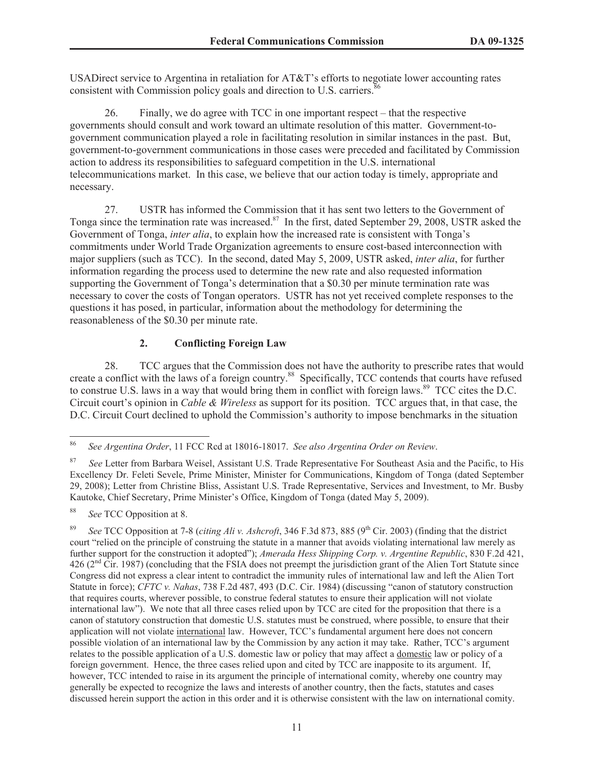USADirect service to Argentina in retaliation for AT&T's efforts to negotiate lower accounting rates consistent with Commission policy goals and direction to U.S. carriers.[86]

26. Finally, we do agree with TCC in one important respect – that the respective governments should consult and work toward an ultimate resolution of this matter. Government-to-government communication played a role in facilitating resolution in similar instances in the past. But, government-to-government communications in those cases were preceded and facilitated by Commission action to address its responsibilities to safeguard competition in the U.S. international telecommunications market. In this case, we believe that our action today is timely, appropriate and necessary.

27. USTR has informed the Commission that it has sent two letters to the Government of Tonga since the termination rate was increased.[87] In the first, dated September 29, 2008, USTR asked the Government of Tonga, *inter alia*, to explain how the increased rate is consistent with Tonga's commitments under World Trade Organization agreements to ensure cost-based interconnection with major suppliers (such as TCC). In the second, dated May 5, 2009, USTR asked, *inter alia*, for further information regarding the process used to determine the new rate and also requested information supporting the Government of Tonga's determination that a $0.30 per minute termination rate was necessary to cover the costs of Tongan operators. USTR has not yet received complete responses to the questions it has posed, in particular, information about the methodology for determining the reasonableness of the $0.30 per minute rate.

### 2. Conflicting Foreign Law

28. TCC argues that the Commission does not have the authority to prescribe rates that would create a conflict with the laws of a foreign country.[88] Specifically, TCC contends that courts have refused to construe U.S. laws in a way that would bring them in conflict with foreign laws.[89] TCC cites the D.C. Circuit court's opinion in *Cable & Wireless* as support for its position. TCC argues that, in that case, the D.C. Circuit Court declined to uphold the Commission's authority to impose benchmarks in the situation

---

[86] *See Argentina Order*, 11 FCC Rcd at 18016-18017. *See also Argentina Order on Review*.

[87] *See* Letter from Barbara Weisel, Assistant U.S. Trade Representative For Southeast Asia and the Pacific, to His Excellency Dr. Feleti Sevele, Prime Minister, Minister for Communications, Kingdom of Tonga (dated September 29, 2008); Letter from Christine Bliss, Assistant U.S. Trade Representative, Services and Investment, to Mr. Busby Kautoke, Chief Secretary, Prime Minister's Office, Kingdom of Tonga (dated May 5, 2009).

[88] *See* TCC Opposition at 8.

[89] *See* TCC Opposition at 7-8 (*citing Ali v. Ashcroft*, 346 F.3d 873, 885 (9th Cir. 2003) (finding that the district court "relied on the principle of construing the statute in a manner that avoids violating international law merely as further support for the construction it adopted"); *Amerada Hess Shipping Corp. v. Argentine Republic*, 830 F.2d 421, 426 (2nd Cir. 1987) (concluding that the FSIA does not preempt the jurisdiction grant of the Alien Tort Statute since Congress did not express a clear intent to contradict the immunity rules of international law and left the Alien Tort Statute in force); *CFTC v. Nahas*, 738 F.2d 487, 493 (D.C. Cir. 1984) (discussing "canon of statutory construction that requires courts, wherever possible, to construe federal statutes to ensure their application will not violate international law"). We note that all three cases relied upon by TCC are cited for the proposition that there is a canon of statutory construction that domestic U.S. statutes must be construed, where possible, to ensure that their application will not violate international law. However, TCC's fundamental argument here does not concern possible violation of an international law by the Commission by any action it may take. Rather, TCC's argument relates to the possible application of a U.S. domestic law or policy that may affect a domestic law or policy of a foreign government. Hence, the three cases relied upon and cited by TCC are inapposite to its argument. If, however, TCC intended to raise in its argument the principle of international comity, whereby one country may generally be expected to recognize the laws and interests of another country, then the facts, statutes and cases discussed herein support the action in this order and it is otherwise consistent with the law on international comity.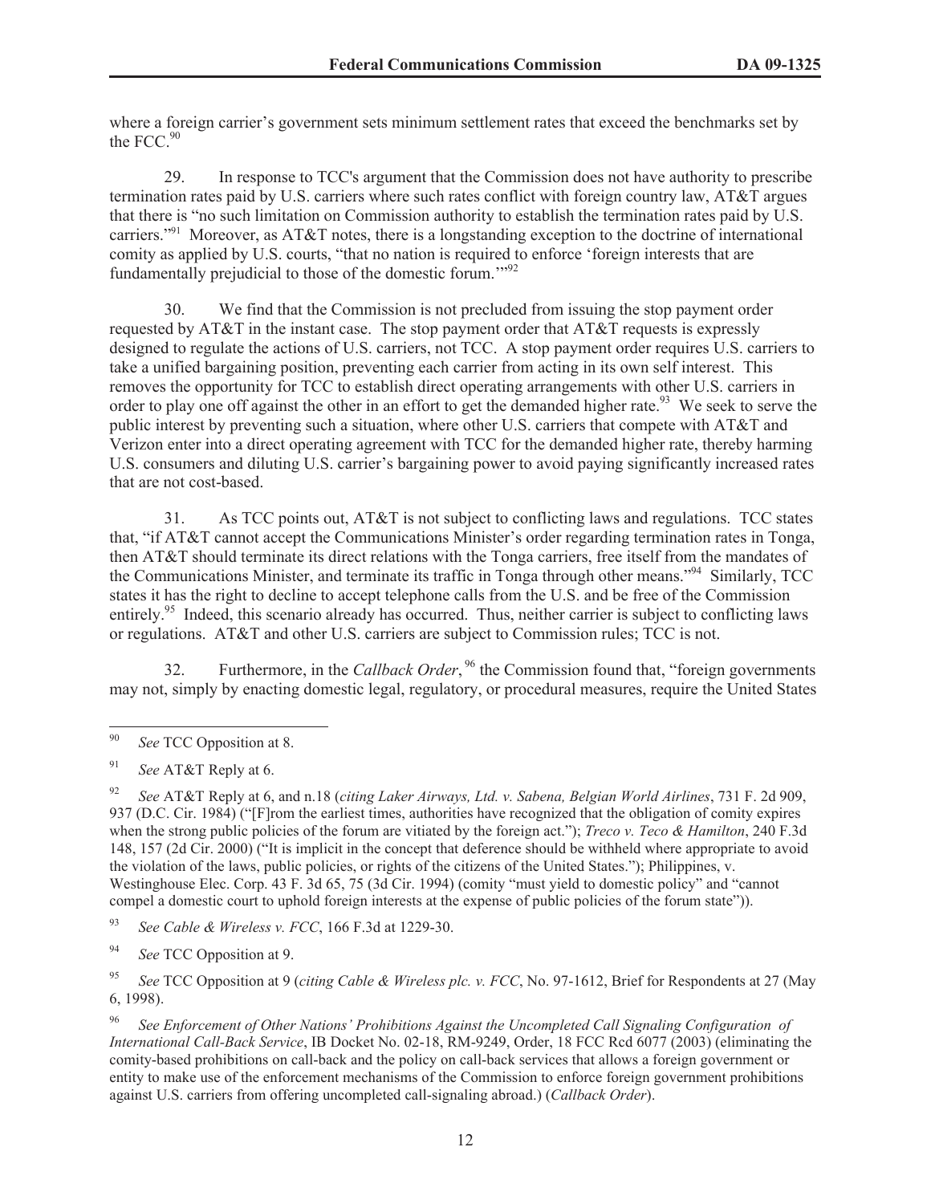where a foreign carrier's government sets minimum settlement rates that exceed the benchmarks set by the FCC.[90]

29. In response to TCC's argument that the Commission does not have authority to prescribe termination rates paid by U.S. carriers where such rates conflict with foreign country law, AT&T argues that there is "no such limitation on Commission authority to establish the termination rates paid by U.S. carriers."[91] Moreover, as AT&T notes, there is a longstanding exception to the doctrine of international comity as applied by U.S. courts, "that no nation is required to enforce 'foreign interests that are fundamentally prejudicial to those of the domestic forum.'"[92]

30. We find that the Commission is not precluded from issuing the stop payment order requested by AT&T in the instant case. The stop payment order that AT&T requests is expressly designed to regulate the actions of U.S. carriers, not TCC. A stop payment order requires U.S. carriers to take a unified bargaining position, preventing each carrier from acting in its own self interest. This removes the opportunity for TCC to establish direct operating arrangements with other U.S. carriers in order to play one off against the other in an effort to get the demanded higher rate.[93] We seek to serve the public interest by preventing such a situation, where other U.S. carriers that compete with AT&T and Verizon enter into a direct operating agreement with TCC for the demanded higher rate, thereby harming U.S. consumers and diluting U.S. carrier's bargaining power to avoid paying significantly increased rates that are not cost-based.

31. As TCC points out, AT&T is not subject to conflicting laws and regulations. TCC states that, "if AT&T cannot accept the Communications Minister's order regarding termination rates in Tonga, then AT&T should terminate its direct relations with the Tonga carriers, free itself from the mandates of the Communications Minister, and terminate its traffic in Tonga through other means."[94] Similarly, TCC states it has the right to decline to accept telephone calls from the U.S. and be free of the Commission entirely.[95] Indeed, this scenario already has occurred. Thus, neither carrier is subject to conflicting laws or regulations. AT&T and other U.S. carriers are subject to Commission rules; TCC is not.

32. Furthermore, in the *Callback Order*,[96] the Commission found that, "foreign governments may not, simply by enacting domestic legal, regulatory, or procedural measures, require the United States

---

[90] *See* TCC Opposition at 8.

[91] *See* AT&T Reply at 6.

[92] *See* AT&T Reply at 6, and n.18 (*citing Laker Airways, Ltd. v. Sabena, Belgian World Airlines*, 731 F. 2d 909, 937 (D.C. Cir. 1984) ("[F]rom the earliest times, authorities have recognized that the obligation of comity expires when the strong public policies of the forum are vitiated by the foreign act."); *Treco v. Teco & Hamilton*, 240 F.3d 148, 157 (2d Cir. 2000) ("It is implicit in the concept that deference should be withheld where appropriate to avoid the violation of the laws, public policies, or rights of the citizens of the United States."); Philippines, v. Westinghouse Elec. Corp. 43 F. 3d 65, 75 (3d Cir. 1994) (comity "must yield to domestic policy" and "cannot compel a domestic court to uphold foreign interests at the expense of public policies of the forum state")).

[93] *See Cable & Wireless v. FCC*, 166 F.3d at 1229-30.

[94] *See* TCC Opposition at 9.

[95] *See* TCC Opposition at 9 (*citing Cable & Wireless plc. v. FCC*, No. 97-1612, Brief for Respondents at 27 (May 6, 1998).

[96] *See Enforcement of Other Nations' Prohibitions Against the Uncompleted Call Signaling Configuration of International Call-Back Service*, IB Docket No. 02-18, RM-9249, Order, 18 FCC Rcd 6077 (2003) (eliminating the comity-based prohibitions on call-back and the policy on call-back services that allows a foreign government or entity to make use of the enforcement mechanisms of the Commission to enforce foreign government prohibitions against U.S. carriers from offering uncompleted call-signaling abroad.) (*Callback Order*).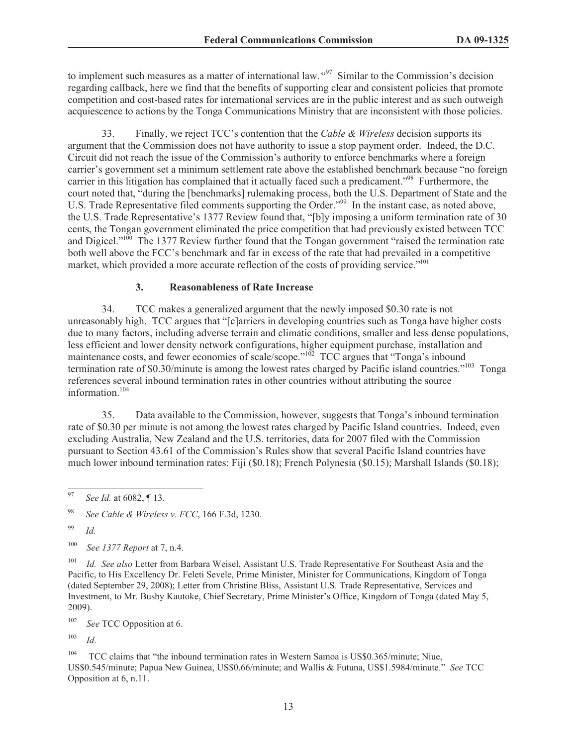to implement such measures as a matter of international law."[97] Similar to the Commission's decision regarding callback, here we find that the benefits of supporting clear and consistent policies that promote competition and cost-based rates for international services are in the public interest and as such outweigh acquiescence to actions by the Tonga Communications Ministry that are inconsistent with those policies.

33. Finally, we reject TCC's contention that the *Cable & Wireless* decision supports its argument that the Commission does not have authority to issue a stop payment order. Indeed, the D.C. Circuit did not reach the issue of the Commission's authority to enforce benchmarks where a foreign carrier's government set a minimum settlement rate above the established benchmark because "no foreign carrier in this litigation has complained that it actually faced such a predicament."[98] Furthermore, the court noted that, "during the [benchmarks] rulemaking process, both the U.S. Department of State and the U.S. Trade Representative filed comments supporting the Order."[99] In the instant case, as noted above, the U.S. Trade Representative's 1377 Review found that, "[b]y imposing a uniform termination rate of 30 cents, the Tongan government eliminated the price competition that had previously existed between TCC and Digicel."[100] The 1377 Review further found that the Tongan government "raised the termination rate both well above the FCC's benchmark and far in excess of the rate that had prevailed in a competitive market, which provided a more accurate reflection of the costs of providing service."[101]

### 3. Reasonableness of Rate Increase

34. TCC makes a generalized argument that the newly imposed $0.30 rate is not unreasonably high. TCC argues that "[c]arriers in developing countries such as Tonga have higher costs due to many factors, including adverse terrain and climatic conditions, smaller and less dense populations, less efficient and lower density network configurations, higher equipment purchase, installation and maintenance costs, and fewer economies of scale/scope."[102] TCC argues that "Tonga's inbound termination rate of $0.30/minute is among the lowest rates charged by Pacific island countries."[103] Tonga references several inbound termination rates in other countries without attributing the source information.[104]

35. Data available to the Commission, however, suggests that Tonga's inbound termination rate of $0.30 per minute is not among the lowest rates charged by Pacific Island countries. Indeed, even excluding Australia, New Zealand and the U.S. territories, data for 2007 filed with the Commission pursuant to Section 43.61 of the Commission's Rules show that several Pacific Island countries have much lower inbound termination rates: Fiji ($0.18); French Polynesia ($0.15); Marshall Islands ($0.18);

---

[97] *See Id.* at 6082, ¶ 13.

[98] *See Cable & Wireless v. FCC*, 166 F.3d, 1230.

[99] *Id.*

[100] *See 1377 Report* at 7, n.4.

[101] *Id. See also* Letter from Barbara Weisel, Assistant U.S. Trade Representative For Southeast Asia and the Pacific, to His Excellency Dr. Feleti Sevele, Prime Minister, Minister for Communications, Kingdom of Tonga (dated September 29, 2008); Letter from Christine Bliss, Assistant U.S. Trade Representative, Services and Investment, to Mr. Busby Kautoke, Chief Secretary, Prime Minister's Office, Kingdom of Tonga (dated May 5, 2009).

[102] *See* TCC Opposition at 6.

[103] *Id.*

[104] TCC claims that "the inbound termination rates in Western Samoa is US$0.365/minute; Niue, US$0.545/minute; Papua New Guinea, US$0.66/minute; and Wallis & Futuna, US$1.5984/minute." *See* TCC Opposition at 6, n.11.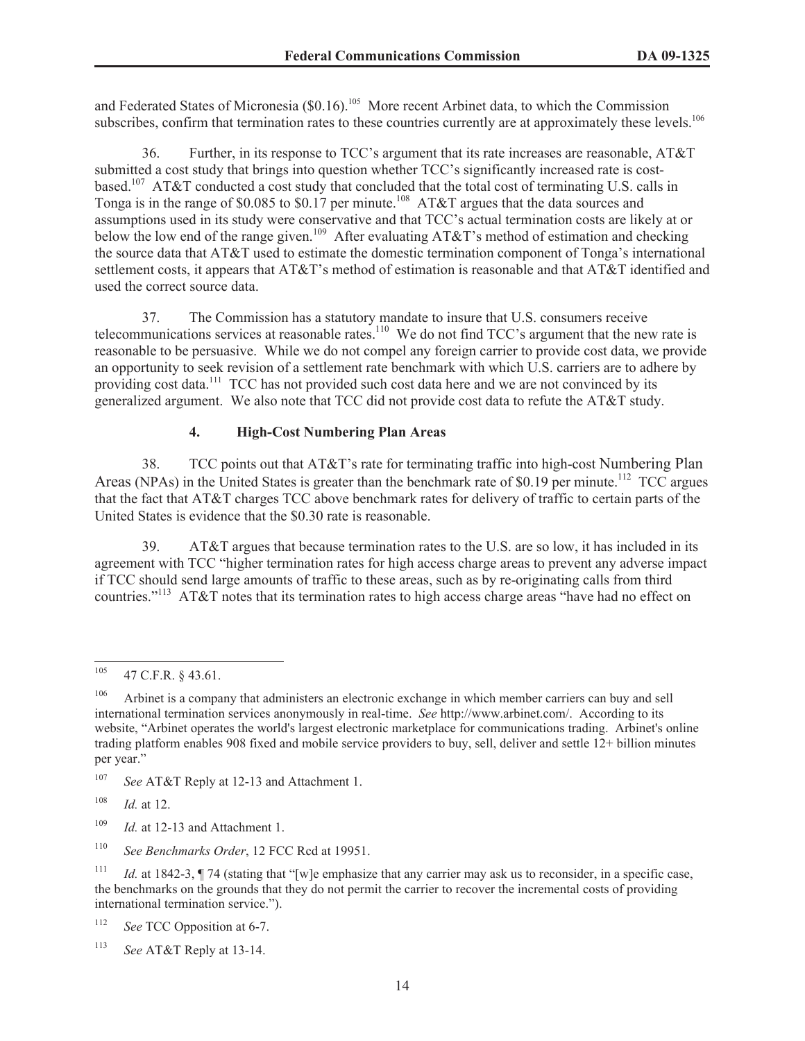and Federated States of Micronesia ($0.16).[105] More recent Arbinet data, to which the Commission subscribes, confirm that termination rates to these countries currently are at approximately these levels.[106]

36. Further, in its response to TCC's argument that its rate increases are reasonable, AT&T submitted a cost study that brings into question whether TCC's significantly increased rate is cost-based.[107] AT&T conducted a cost study that concluded that the total cost of terminating U.S. calls in Tonga is in the range of $0.085 to $0.17 per minute.[108] AT&T argues that the data sources and assumptions used in its study were conservative and that TCC's actual termination costs are likely at or below the low end of the range given.[109] After evaluating AT&T's method of estimation and checking the source data that AT&T used to estimate the domestic termination component of Tonga's international settlement costs, it appears that AT&T's method of estimation is reasonable and that AT&T identified and used the correct source data.

37. The Commission has a statutory mandate to insure that U.S. consumers receive telecommunications services at reasonable rates.[110] We do not find TCC's argument that the new rate is reasonable to be persuasive. While we do not compel any foreign carrier to provide cost data, we provide an opportunity to seek revision of a settlement rate benchmark with which U.S. carriers are to adhere by providing cost data.[111] TCC has not provided such cost data here and we are not convinced by its generalized argument. We also note that TCC did not provide cost data to refute the AT&T study.

#### 4. High-Cost Numbering Plan Areas

38. TCC points out that AT&T's rate for terminating traffic into high-cost Numbering Plan Areas (NPAs) in the United States is greater than the benchmark rate of $0.19 per minute.[112] TCC argues that the fact that AT&T charges TCC above benchmark rates for delivery of traffic to certain parts of the United States is evidence that the $0.30 rate is reasonable.

39. AT&T argues that because termination rates to the U.S. are so low, it has included in its agreement with TCC "higher termination rates for high access charge areas to prevent any adverse impact if TCC should send large amounts of traffic to these areas, such as by re-originating calls from third countries."[113] AT&T notes that its termination rates to high access charge areas "have had no effect on

---

[105] 47 C.F.R. § 43.61.

[106] Arbinet is a company that administers an electronic exchange in which member carriers can buy and sell international termination services anonymously in real-time. *See* http://www.arbinet.com/. According to its website, "Arbinet operates the world's largest electronic marketplace for communications trading. Arbinet's online trading platform enables 908 fixed and mobile service providers to buy, sell, deliver and settle 12+ billion minutes per year."

[107] *See* AT&T Reply at 12-13 and Attachment 1.

[108] *Id.* at 12.

[109] *Id.* at 12-13 and Attachment 1.

[110] *See Benchmarks Order*, 12 FCC Rcd at 19951.

[111] *Id.* at 1842-3, ¶ 74 (stating that "[w]e emphasize that any carrier may ask us to reconsider, in a specific case, the benchmarks on the grounds that they do not permit the carrier to recover the incremental costs of providing international termination service.").

[112] *See* TCC Opposition at 6-7.

[113] *See* AT&T Reply at 13-14.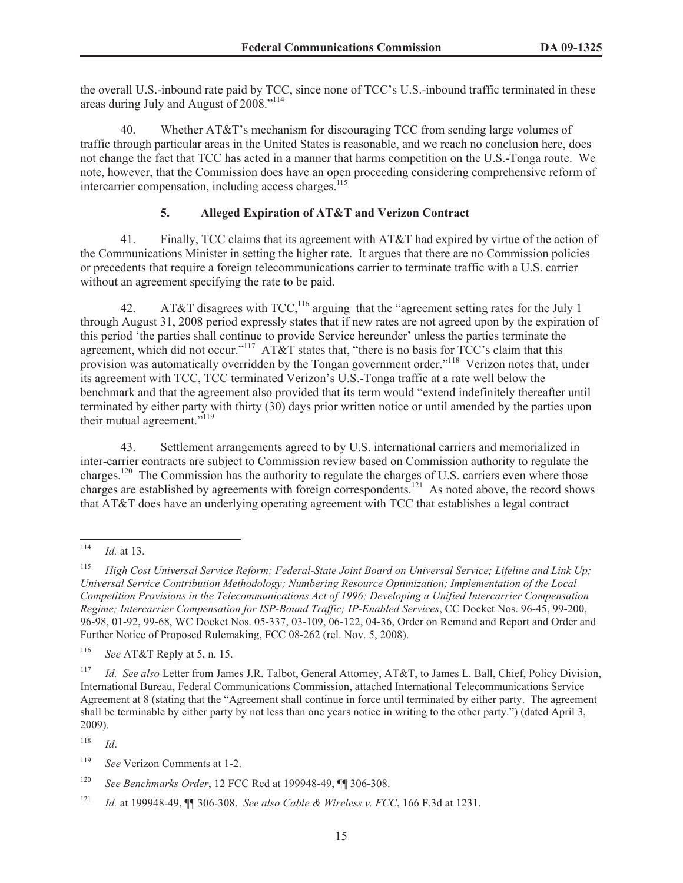the overall U.S.-inbound rate paid by TCC, since none of TCC's U.S.-inbound traffic terminated in these areas during July and August of 2008."[114]

40. Whether AT&T's mechanism for discouraging TCC from sending large volumes of traffic through particular areas in the United States is reasonable, and we reach no conclusion here, does not change the fact that TCC has acted in a manner that harms competition on the U.S.-Tonga route. We note, however, that the Commission does have an open proceeding considering comprehensive reform of intercarrier compensation, including access charges.[115]

### 5. Alleged Expiration of AT&T and Verizon Contract

41. Finally, TCC claims that its agreement with AT&T had expired by virtue of the action of the Communications Minister in setting the higher rate. It argues that there are no Commission policies or precedents that require a foreign telecommunications carrier to terminate traffic with a U.S. carrier without an agreement specifying the rate to be paid.

42. AT&T disagrees with TCC,[116] arguing that the "agreement setting rates for the July 1 through August 31, 2008 period expressly states that if new rates are not agreed upon by the expiration of this period 'the parties shall continue to provide Service hereunder' unless the parties terminate the agreement, which did not occur."[117] AT&T states that, "there is no basis for TCC's claim that this provision was automatically overridden by the Tongan government order."[118] Verizon notes that, under its agreement with TCC, TCC terminated Verizon's U.S.-Tonga traffic at a rate well below the benchmark and that the agreement also provided that its term would "extend indefinitely thereafter until terminated by either party with thirty (30) days prior written notice or until amended by the parties upon their mutual agreement."[119]

43. Settlement arrangements agreed to by U.S. international carriers and memorialized in inter-carrier contracts are subject to Commission review based on Commission authority to regulate the charges.[120] The Commission has the authority to regulate the charges of U.S. carriers even where those charges are established by agreements with foreign correspondents.[121] As noted above, the record shows that AT&T does have an underlying operating agreement with TCC that establishes a legal contract

---

[114] *Id.* at 13.

[115] *High Cost Universal Service Reform; Federal-State Joint Board on Universal Service; Lifeline and Link Up; Universal Service Contribution Methodology; Numbering Resource Optimization; Implementation of the Local Competition Provisions in the Telecommunications Act of 1996; Developing a Unified Intercarrier Compensation Regime; Intercarrier Compensation for ISP-Bound Traffic; IP-Enabled Services*, CC Docket Nos. 96-45, 99-200, 96-98, 01-92, 99-68, WC Docket Nos. 05-337, 03-109, 06-122, 04-36, Order on Remand and Report and Order and Further Notice of Proposed Rulemaking, FCC 08-262 (rel. Nov. 5, 2008).

[116] *See* AT&T Reply at 5, n. 15.

[117] *Id. See also* Letter from James J.R. Talbot, General Attorney, AT&T, to James L. Ball, Chief, Policy Division, International Bureau, Federal Communications Commission, attached International Telecommunications Service Agreement at 8 (stating that the "Agreement shall continue in force until terminated by either party. The agreement shall be terminable by either party by not less than one years notice in writing to the other party.") (dated April 3, 2009).

[118] *Id*.

[119] *See* Verizon Comments at 1-2.

[120] *See Benchmarks Order*, 12 FCC Rcd at 199948-49, ¶¶ 306-308.

[121] *Id.* at 199948-49, ¶¶ 306-308. *See also Cable & Wireless v. FCC*, 166 F.3d at 1231.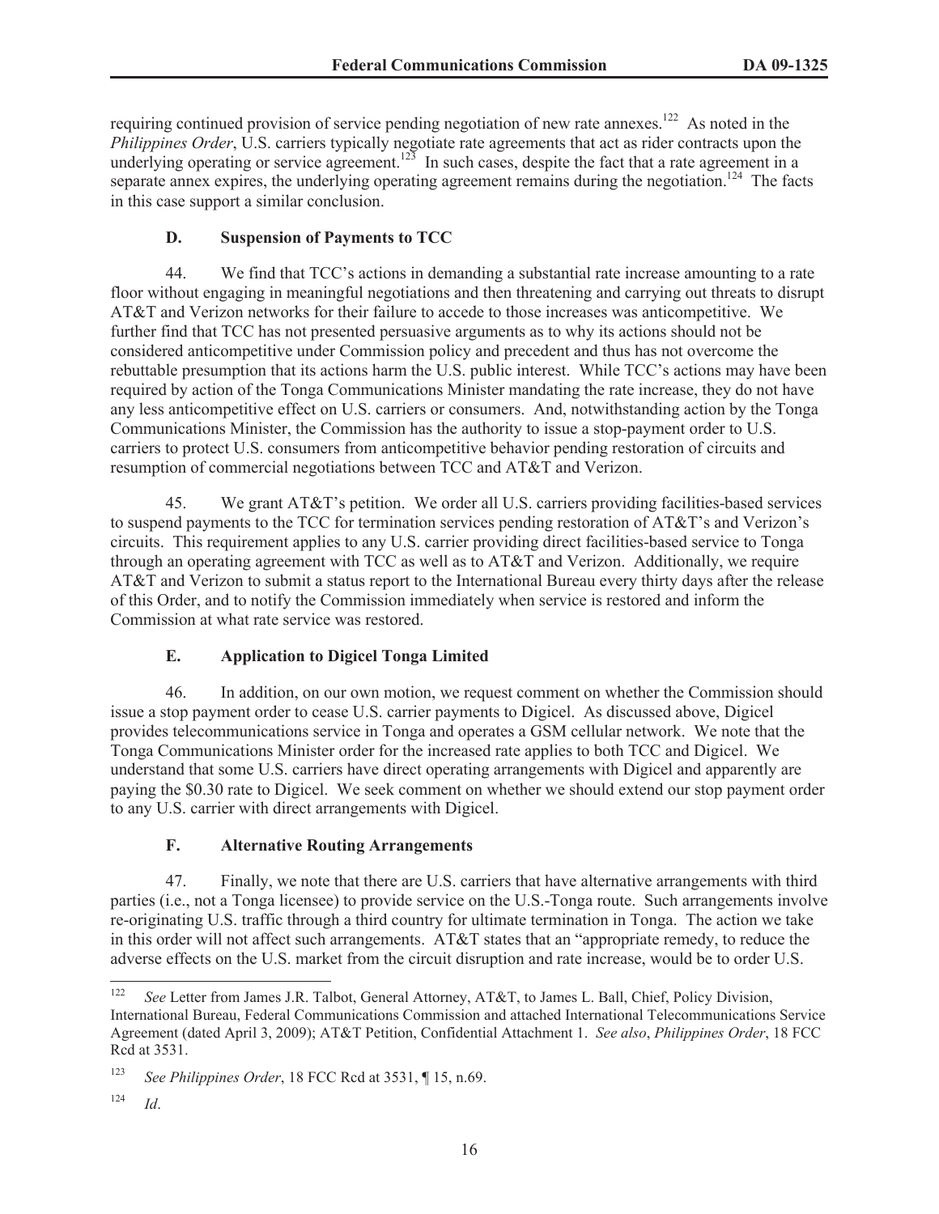requiring continued provision of service pending negotiation of new rate annexes.[122] As noted in the *Philippines Order*, U.S. carriers typically negotiate rate agreements that act as rider contracts upon the underlying operating or service agreement.[123] In such cases, despite the fact that a rate agreement in a separate annex expires, the underlying operating agreement remains during the negotiation.[124] The facts in this case support a similar conclusion.

### D. Suspension of Payments to TCC

44. We find that TCC's actions in demanding a substantial rate increase amounting to a rate floor without engaging in meaningful negotiations and then threatening and carrying out threats to disrupt AT&T and Verizon networks for their failure to accede to those increases was anticompetitive. We further find that TCC has not presented persuasive arguments as to why its actions should not be considered anticompetitive under Commission policy and precedent and thus has not overcome the rebuttable presumption that its actions harm the U.S. public interest. While TCC's actions may have been required by action of the Tonga Communications Minister mandating the rate increase, they do not have any less anticompetitive effect on U.S. carriers or consumers. And, notwithstanding action by the Tonga Communications Minister, the Commission has the authority to issue a stop-payment order to U.S. carriers to protect U.S. consumers from anticompetitive behavior pending restoration of circuits and resumption of commercial negotiations between TCC and AT&T and Verizon.

45. We grant AT&T's petition. We order all U.S. carriers providing facilities-based services to suspend payments to the TCC for termination services pending restoration of AT&T's and Verizon's circuits. This requirement applies to any U.S. carrier providing direct facilities-based service to Tonga through an operating agreement with TCC as well as to AT&T and Verizon. Additionally, we require AT&T and Verizon to submit a status report to the International Bureau every thirty days after the release of this Order, and to notify the Commission immediately when service is restored and inform the Commission at what rate service was restored.

### E. Application to Digicel Tonga Limited

46. In addition, on our own motion, we request comment on whether the Commission should issue a stop payment order to cease U.S. carrier payments to Digicel. As discussed above, Digicel provides telecommunications service in Tonga and operates a GSM cellular network. We note that the Tonga Communications Minister order for the increased rate applies to both TCC and Digicel. We understand that some U.S. carriers have direct operating arrangements with Digicel and apparently are paying the \$0.30 rate to Digicel. We seek comment on whether we should extend our stop payment order to any U.S. carrier with direct arrangements with Digicel.

### F. Alternative Routing Arrangements

47. Finally, we note that there are U.S. carriers that have alternative arrangements with third parties (i.e., not a Tonga licensee) to provide service on the U.S.-Tonga route. Such arrangements involve re-originating U.S. traffic through a third country for ultimate termination in Tonga. The action we take in this order will not affect such arrangements. AT&T states that an "appropriate remedy, to reduce the adverse effects on the U.S. market from the circuit disruption and rate increase, would be to order U.S.

---

[122] *See* Letter from James J.R. Talbot, General Attorney, AT&T, to James L. Ball, Chief, Policy Division, International Bureau, Federal Communications Commission and attached International Telecommunications Service Agreement (dated April 3, 2009); AT&T Petition, Confidential Attachment 1. *See also*, *Philippines Order*, 18 FCC Rcd at 3531.

[123] *See Philippines Order*, 18 FCC Rcd at 3531, ¶ 15, n.69.

[124] *Id*.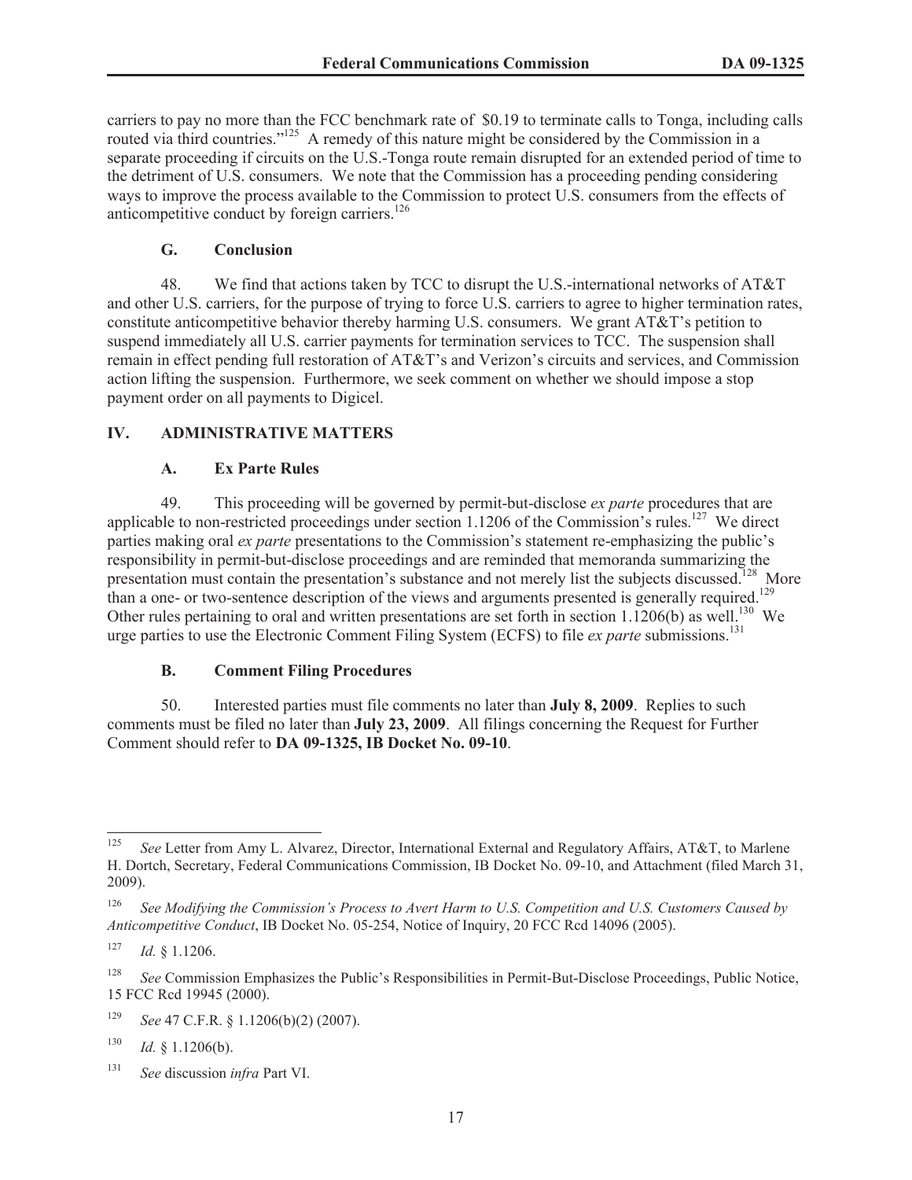carriers to pay no more than the FCC benchmark rate of $0.19 to terminate calls to Tonga, including calls routed via third countries."[125] A remedy of this nature might be considered by the Commission in a separate proceeding if circuits on the U.S.-Tonga route remain disrupted for an extended period of time to the detriment of U.S. consumers. We note that the Commission has a proceeding pending considering ways to improve the process available to the Commission to protect U.S. consumers from the effects of anticompetitive conduct by foreign carriers.[126]

### G. Conclusion

48. We find that actions taken by TCC to disrupt the U.S.-international networks of AT&T and other U.S. carriers, for the purpose of trying to force U.S. carriers to agree to higher termination rates, constitute anticompetitive behavior thereby harming U.S. consumers. We grant AT&T's petition to suspend immediately all U.S. carrier payments for termination services to TCC. The suspension shall remain in effect pending full restoration of AT&T's and Verizon's circuits and services, and Commission action lifting the suspension. Furthermore, we seek comment on whether we should impose a stop payment order on all payments to Digicel.

## IV. ADMINISTRATIVE MATTERS

### A. Ex Parte Rules

49. This proceeding will be governed by permit-but-disclose *ex parte* procedures that are applicable to non-restricted proceedings under section 1.1206 of the Commission's rules.[127] We direct parties making oral *ex parte* presentations to the Commission's statement re-emphasizing the public's responsibility in permit-but-disclose proceedings and are reminded that memoranda summarizing the presentation must contain the presentation's substance and not merely list the subjects discussed.[128] More than a one- or two-sentence description of the views and arguments presented is generally required.[129] Other rules pertaining to oral and written presentations are set forth in section 1.1206(b) as well.[130] We urge parties to use the Electronic Comment Filing System (ECFS) to file *ex parte* submissions.[131]

### B. Comment Filing Procedures

50. Interested parties must file comments no later than **July 8, 2009**. Replies to such comments must be filed no later than **July 23, 2009**. All filings concerning the Request for Further Comment should refer to **DA 09-1325, IB Docket No. 09-10**.

---

[125] *See* Letter from Amy L. Alvarez, Director, International External and Regulatory Affairs, AT&T, to Marlene H. Dortch, Secretary, Federal Communications Commission, IB Docket No. 09-10, and Attachment (filed March 31, 2009).

[126] *See Modifying the Commission's Process to Avert Harm to U.S. Competition and U.S. Customers Caused by Anticompetitive Conduct*, IB Docket No. 05-254, Notice of Inquiry, 20 FCC Rcd 14096 (2005).

[127] *Id.* § 1.1206.

[128] *See* Commission Emphasizes the Public's Responsibilities in Permit-But-Disclose Proceedings, Public Notice, 15 FCC Rcd 19945 (2000).

[129] *See* 47 C.F.R. § 1.1206(b)(2) (2007).

[130] *Id.* § 1.1206(b).

[131] *See* discussion *infra* Part VI.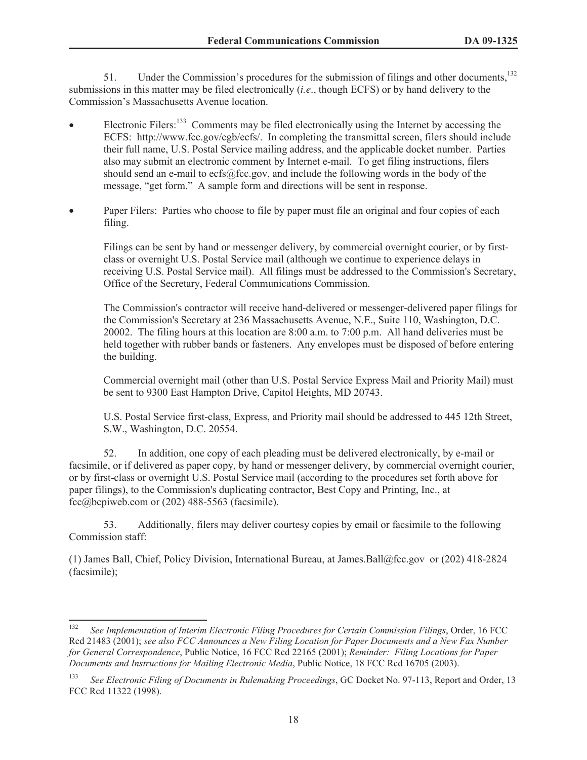51. Under the Commission's procedures for the submission of filings and other documents,[132] submissions in this matter may be filed electronically (*i.e*., though ECFS) or by hand delivery to the Commission's Massachusetts Avenue location.

- Electronic Filers:[133] Comments may be filed electronically using the Internet by accessing the ECFS: http://www.fcc.gov/cgb/ecfs/. In completing the transmittal screen, filers should include their full name, U.S. Postal Service mailing address, and the applicable docket number. Parties also may submit an electronic comment by Internet e-mail. To get filing instructions, filers should send an e-mail to ecfs@fcc.gov, and include the following words in the body of the message, "get form." A sample form and directions will be sent in response.

- Paper Filers: Parties who choose to file by paper must file an original and four copies of each filing.

  Filings can be sent by hand or messenger delivery, by commercial overnight courier, or by first-class or overnight U.S. Postal Service mail (although we continue to experience delays in receiving U.S. Postal Service mail). All filings must be addressed to the Commission's Secretary, Office of the Secretary, Federal Communications Commission.

  The Commission's contractor will receive hand-delivered or messenger-delivered paper filings for the Commission's Secretary at 236 Massachusetts Avenue, N.E., Suite 110, Washington, D.C. 20002. The filing hours at this location are 8:00 a.m. to 7:00 p.m. All hand deliveries must be held together with rubber bands or fasteners. Any envelopes must be disposed of before entering the building.

  Commercial overnight mail (other than U.S. Postal Service Express Mail and Priority Mail) must be sent to 9300 East Hampton Drive, Capitol Heights, MD 20743.

  U.S. Postal Service first-class, Express, and Priority mail should be addressed to 445 12th Street, S.W., Washington, D.C. 20554.

52. In addition, one copy of each pleading must be delivered electronically, by e-mail or facsimile, or if delivered as paper copy, by hand or messenger delivery, by commercial overnight courier, or by first-class or overnight U.S. Postal Service mail (according to the procedures set forth above for paper filings), to the Commission's duplicating contractor, Best Copy and Printing, Inc., at fcc@bcpiweb.com or (202) 488-5563 (facsimile).

53. Additionally, filers may deliver courtesy copies by email or facsimile to the following Commission staff:

(1) James Ball, Chief, Policy Division, International Bureau, at James.Ball@fcc.gov or (202) 418-2824 (facsimile);

---

[132] *See Implementation of Interim Electronic Filing Procedures for Certain Commission Filings*, Order, 16 FCC Rcd 21483 (2001); *see also FCC Announces a New Filing Location for Paper Documents and a New Fax Number for General Correspondence*, Public Notice, 16 FCC Rcd 22165 (2001); *Reminder: Filing Locations for Paper Documents and Instructions for Mailing Electronic Media*, Public Notice, 18 FCC Rcd 16705 (2003).

[133] *See Electronic Filing of Documents in Rulemaking Proceedings*, GC Docket No. 97-113, Report and Order, 13 FCC Rcd 11322 (1998).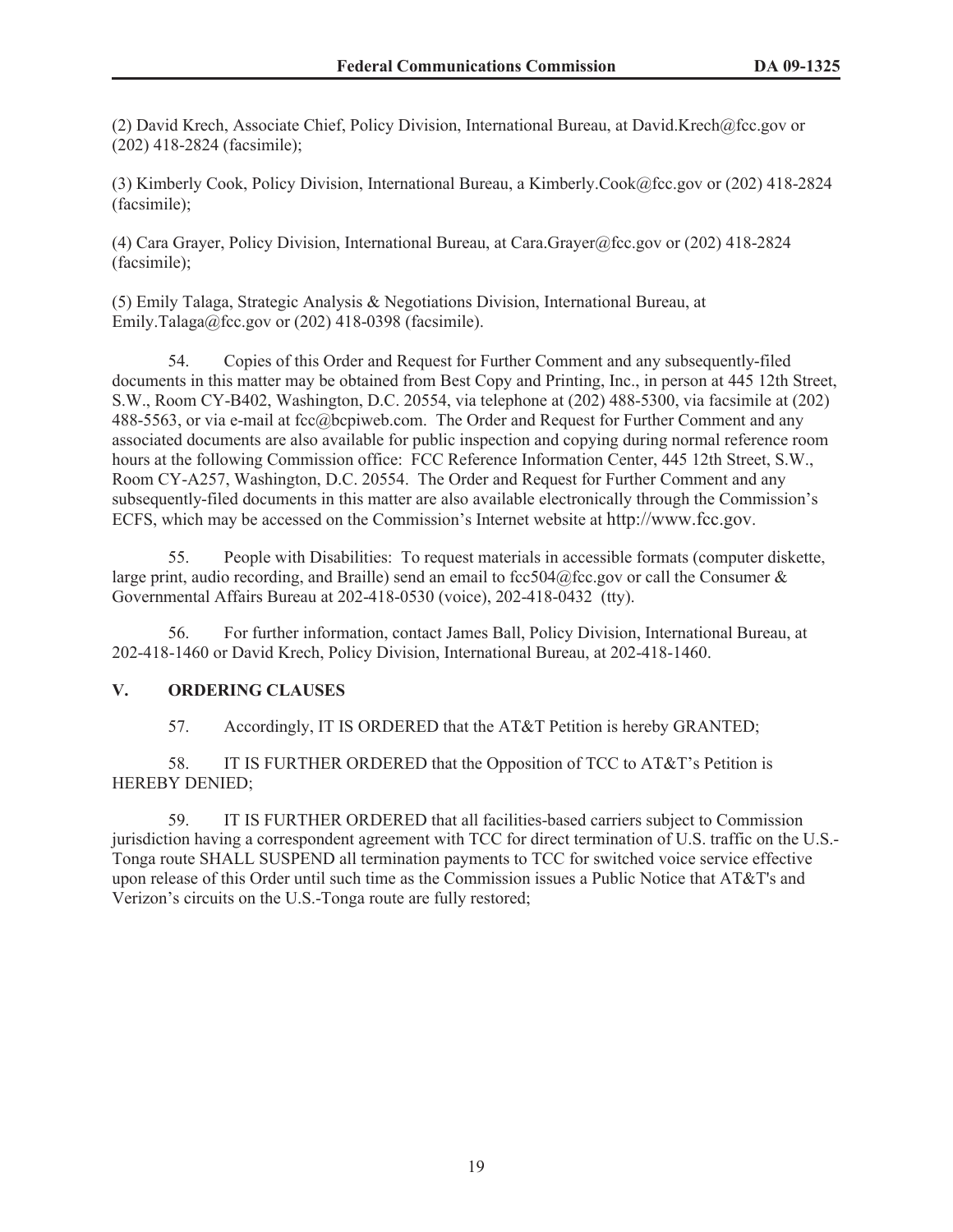(2) David Krech, Associate Chief, Policy Division, International Bureau, at David.Krech@fcc.gov or (202) 418-2824 (facsimile);

(3) Kimberly Cook, Policy Division, International Bureau, a Kimberly.Cook@fcc.gov or (202) 418-2824 (facsimile);

(4) Cara Grayer, Policy Division, International Bureau, at Cara.Grayer@fcc.gov or (202) 418-2824 (facsimile);

(5) Emily Talaga, Strategic Analysis & Negotiations Division, International Bureau, at Emily.Talaga@fcc.gov or (202) 418-0398 (facsimile).

54. Copies of this Order and Request for Further Comment and any subsequently-filed documents in this matter may be obtained from Best Copy and Printing, Inc., in person at 445 12th Street, S.W., Room CY-B402, Washington, D.C. 20554, via telephone at (202) 488-5300, via facsimile at (202) 488-5563, or via e-mail at fcc@bcpiweb.com. The Order and Request for Further Comment and any associated documents are also available for public inspection and copying during normal reference room hours at the following Commission office: FCC Reference Information Center, 445 12th Street, S.W., Room CY-A257, Washington, D.C. 20554. The Order and Request for Further Comment and any subsequently-filed documents in this matter are also available electronically through the Commission's ECFS, which may be accessed on the Commission's Internet website at http://www.fcc.gov.

55. People with Disabilities: To request materials in accessible formats (computer diskette, large print, audio recording, and Braille) send an email to fcc504@fcc.gov or call the Consumer & Governmental Affairs Bureau at 202-418-0530 (voice), 202-418-0432 (tty).

56. For further information, contact James Ball, Policy Division, International Bureau, at 202-418-1460 or David Krech, Policy Division, International Bureau, at 202-418-1460.

## V. ORDERING CLAUSES

57. Accordingly, IT IS ORDERED that the AT&T Petition is hereby GRANTED;

58. IT IS FURTHER ORDERED that the Opposition of TCC to AT&T's Petition is HEREBY DENIED;

59. IT IS FURTHER ORDERED that all facilities-based carriers subject to Commission jurisdiction having a correspondent agreement with TCC for direct termination of U.S. traffic on the U.S.-Tonga route SHALL SUSPEND all termination payments to TCC for switched voice service effective upon release of this Order until such time as the Commission issues a Public Notice that AT&T's and Verizon's circuits on the U.S.-Tonga route are fully restored;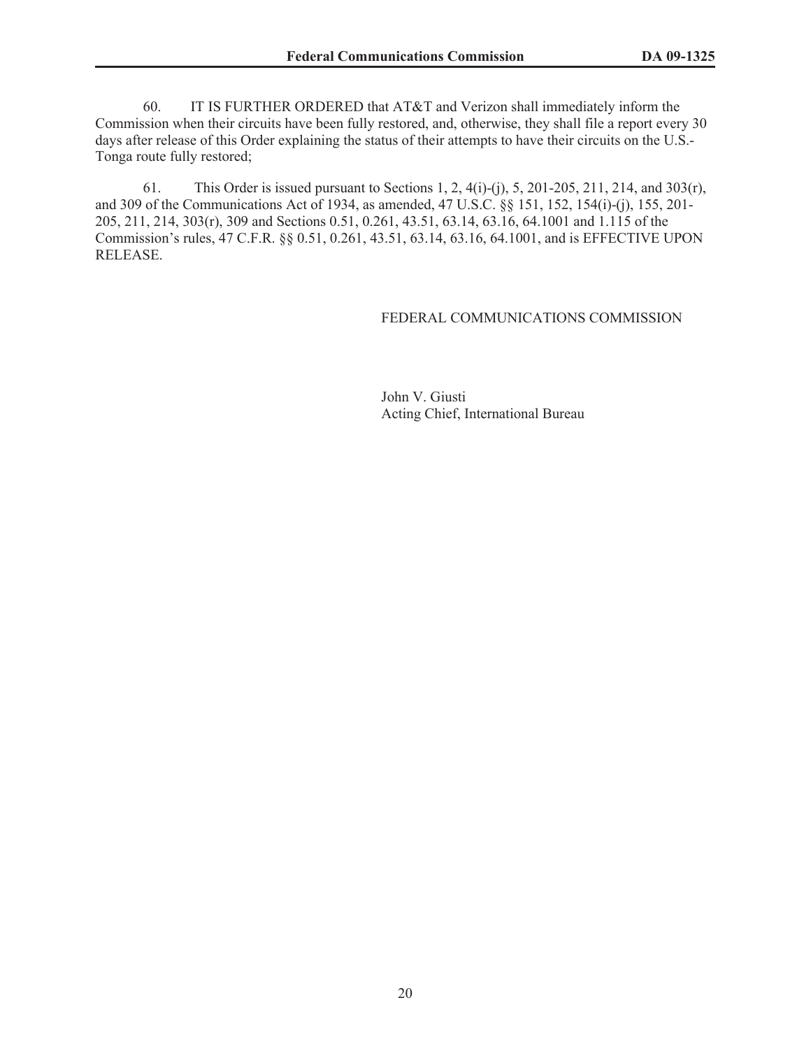60. IT IS FURTHER ORDERED that AT&T and Verizon shall immediately inform the Commission when their circuits have been fully restored, and, otherwise, they shall file a report every 30 days after release of this Order explaining the status of their attempts to have their circuits on the U.S.-Tonga route fully restored;

61. This Order is issued pursuant to Sections 1, 2, 4(i)-(j), 5, 201-205, 211, 214, and 303(r), and 309 of the Communications Act of 1934, as amended, 47 U.S.C. §§ 151, 152, 154(i)-(j), 155, 201-205, 211, 214, 303(r), 309 and Sections 0.51, 0.261, 43.51, 63.14, 63.16, 64.1001 and 1.115 of the Commission's rules, 47 C.F.R. §§ 0.51, 0.261, 43.51, 63.14, 63.16, 64.1001, and is EFFECTIVE UPON RELEASE.

FEDERAL COMMUNICATIONS COMMISSION

John V. Giusti
Acting Chief, International Bureau